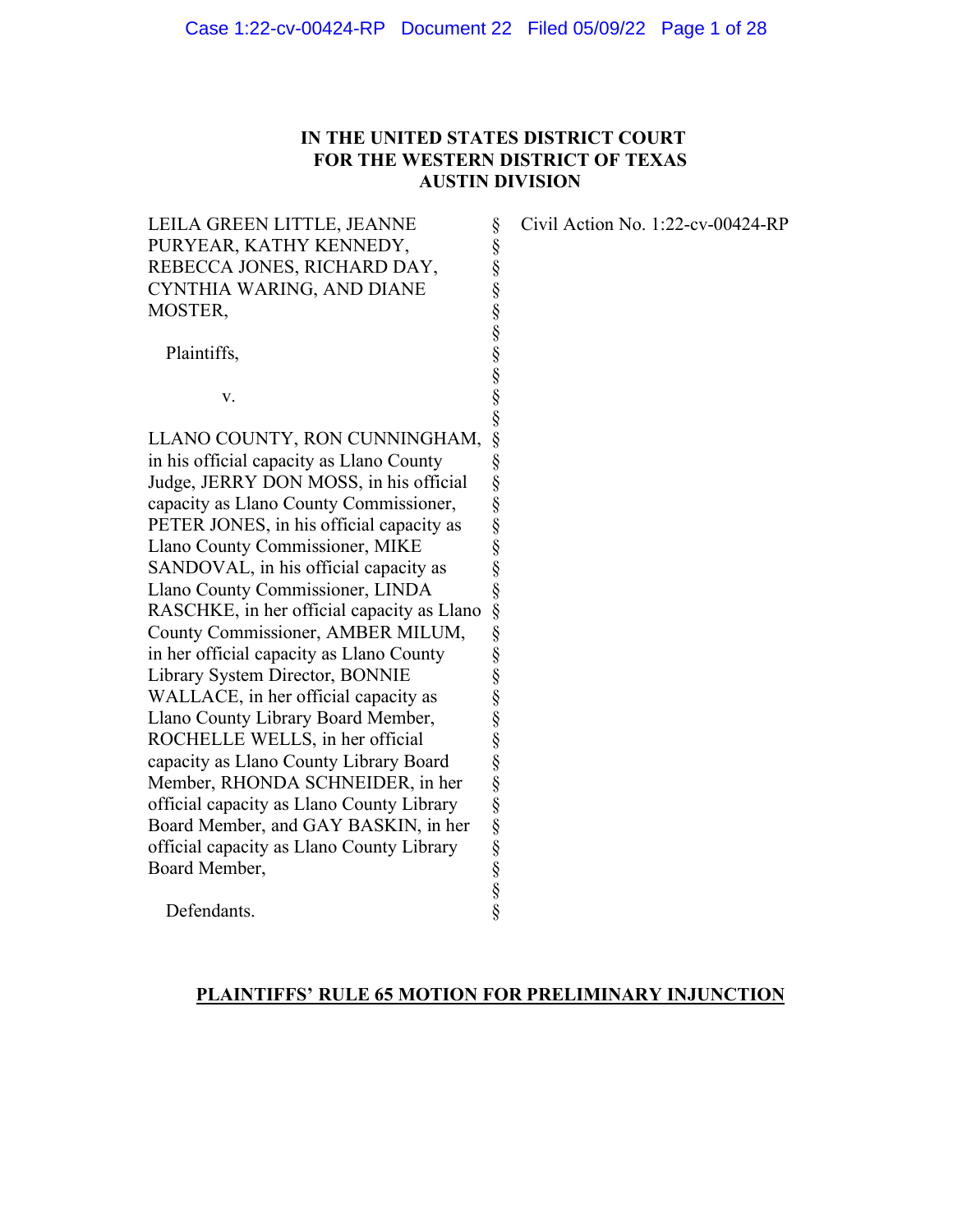**IN THE UNITED STATES DISTRICT COURT**
**FOR THE WESTERN DISTRICT OF TEXAS**
**AUSTIN DIVISION**

| | | |
|---|---|---|
| LEILA GREEN LITTLE, JEANNE PURYEAR, KATHY KENNEDY, REBECCA JONES, RICHARD DAY, CYNTHIA WARING, AND DIANE MOSTER, | § | Civil Action No. 1:22-cv-00424-RP |
| Plaintiffs, | § | |
| v. | § | |
| LLANO COUNTY, RON CUNNINGHAM, in his official capacity as Llano County Judge, JERRY DON MOSS, in his official capacity as Llano County Commissioner, PETER JONES, in his official capacity as Llano County Commissioner, MIKE SANDOVAL, in his official capacity as Llano County Commissioner, LINDA RASCHKE, in her official capacity as Llano County Commissioner, AMBER MILUM, in her official capacity as Llano County Library System Director, BONNIE WALLACE, in her official capacity as Llano County Library Board Member, ROCHELLE WELLS, in her official capacity as Llano County Library Board Member, RHONDA SCHNEIDER, in her official capacity as Llano County Library Board Member, and GAY BASKIN, in her official capacity as Llano County Library Board Member, | § | |
| Defendants. | § | |

**PLAINTIFFS' RULE 65 MOTION FOR PRELIMINARY INJUNCTION**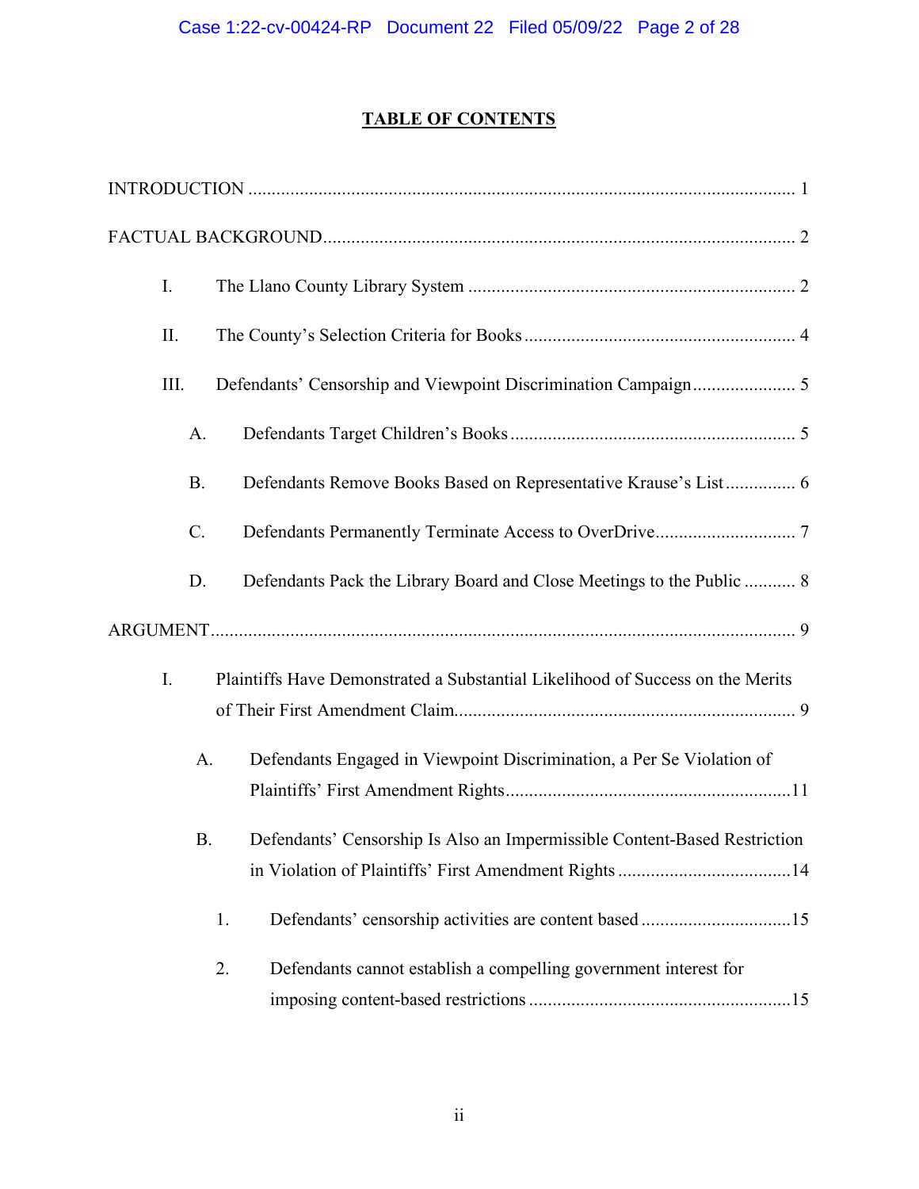# TABLE OF CONTENTS

INTRODUCTION .................................................................................................... 1

FACTUAL BACKGROUND.................................................................................... 2

- I. The Llano County Library System ..................................................................... 2
- II. The County's Selection Criteria for Books ......................................................... 4
- III. Defendants' Censorship and Viewpoint Discrimination Campaign ...................... 5
  - A. Defendants Target Children's Books ............................................................ 5
  - B. Defendants Remove Books Based on Representative Krause's List ............... 6
  - C. Defendants Permanently Terminate Access to OverDrive............................. 7
  - D. Defendants Pack the Library Board and Close Meetings to the Public ........... 8

ARGUMENT........................................................................................................... 9

- I. Plaintiffs Have Demonstrated a Substantial Likelihood of Success on the Merits of Their First Amendment Claim........................................................................ 9
  - A. Defendants Engaged in Viewpoint Discrimination, a Per Se Violation of Plaintiffs' First Amendment Rights............................................................11
  - B. Defendants' Censorship Is Also an Impermissible Content-Based Restriction in Violation of Plaintiffs' First Amendment Rights .....................................14
    - 1. Defendants' censorship activities are content based ................................15
    - 2. Defendants cannot establish a compelling government interest for imposing content-based restrictions ........................................................15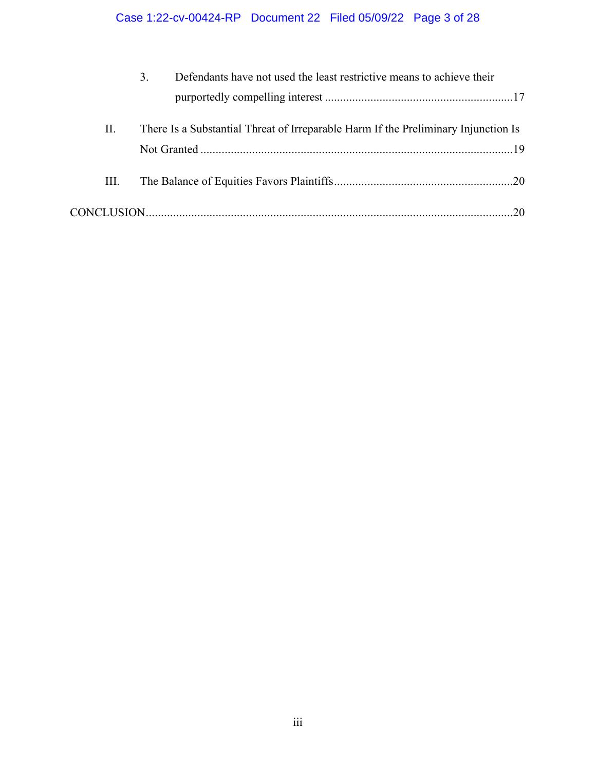3. Defendants have not used the least restrictive means to achieve their purportedly compelling interest ............................................................17

II. There Is a Substantial Threat of Irreparable Harm If the Preliminary Injunction Is Not Granted .....................................................................................................19

III. The Balance of Equities Favors Plaintiffs..........................................................20

CONCLUSION........................................................................................................................20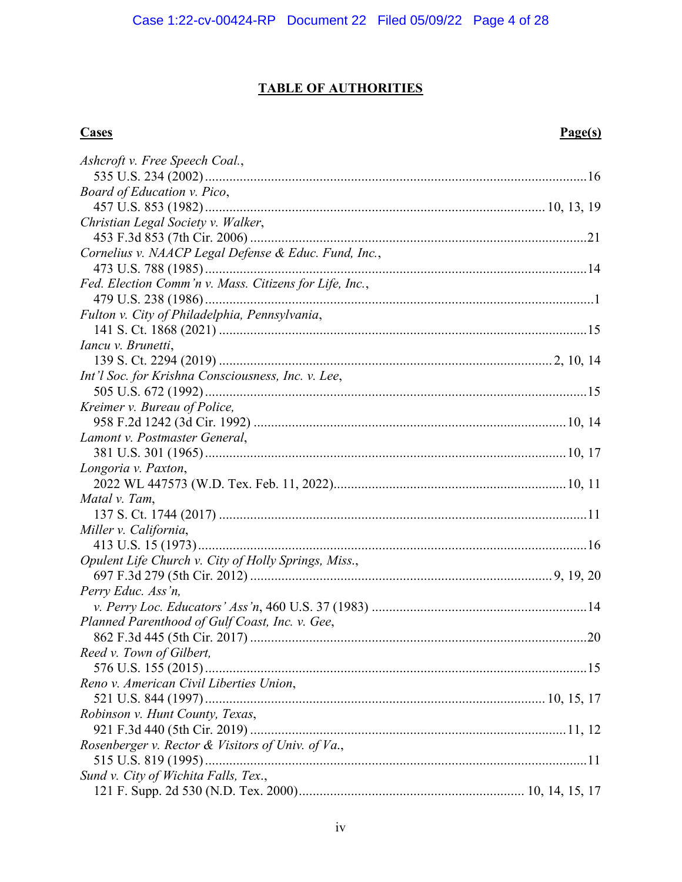## TABLE OF AUTHORITIES

**Cases** | **Page(s)**

*Ashcroft v. Free Speech Coal.*,
535 U.S. 234 (2002) ............................................................. 16

*Board of Education v. Pico*,
457 U.S. 853 (1982) ............................................................. 10, 13, 19

*Christian Legal Society v. Walker*,
453 F.3d 853 (7th Cir. 2006) ............................................................. 21

*Cornelius v. NAACP Legal Defense & Educ. Fund, Inc.*,
473 U.S. 788 (1985) ............................................................. 14

*Fed. Election Comm'n v. Mass. Citizens for Life, Inc.*,
479 U.S. 238 (1986) ............................................................. 1

*Fulton v. City of Philadelphia, Pennsylvania*,
141 S. Ct. 1868 (2021) ............................................................. 15

*Iancu v. Brunetti*,
139 S. Ct. 2294 (2019) ............................................................. 2, 10, 14

*Int'l Soc. for Krishna Consciousness, Inc. v. Lee*,
505 U.S. 672 (1992) ............................................................. 15

*Kreimer v. Bureau of Police,*
958 F.2d 1242 (3d Cir. 1992) ............................................................. 10, 14

*Lamont v. Postmaster General*,
381 U.S. 301 (1965) ............................................................. 10, 17

*Longoria v. Paxton*,
2022 WL 447573 (W.D. Tex. Feb. 11, 2022) ............................................................. 10, 11

*Matal v. Tam*,
137 S. Ct. 1744 (2017) ............................................................. 11

*Miller v. California*,
413 U.S. 15 (1973) ............................................................. 16

*Opulent Life Church v. City of Holly Springs, Miss.*,
697 F.3d 279 (5th Cir. 2012) ............................................................. 9, 19, 20

*Perry Educ. Ass'n,*
*v. Perry Loc. Educators' Ass'n*, 460 U.S. 37 (1983) ............................................................. 14

*Planned Parenthood of Gulf Coast, Inc. v. Gee*,
862 F.3d 445 (5th Cir. 2017) ............................................................. 20

*Reed v. Town of Gilbert,*
576 U.S. 155 (2015) ............................................................. 15

*Reno v. American Civil Liberties Union*,
521 U.S. 844 (1997) ............................................................. 10, 15, 17

*Robinson v. Hunt County, Texas*,
921 F.3d 440 (5th Cir. 2019) ............................................................. 11, 12

*Rosenberger v. Rector & Visitors of Univ. of Va.*,
515 U.S. 819 (1995) ............................................................. 11

*Sund v. City of Wichita Falls, Tex.*,
121 F. Supp. 2d 530 (N.D. Tex. 2000) ............................................................. 10, 14, 15, 17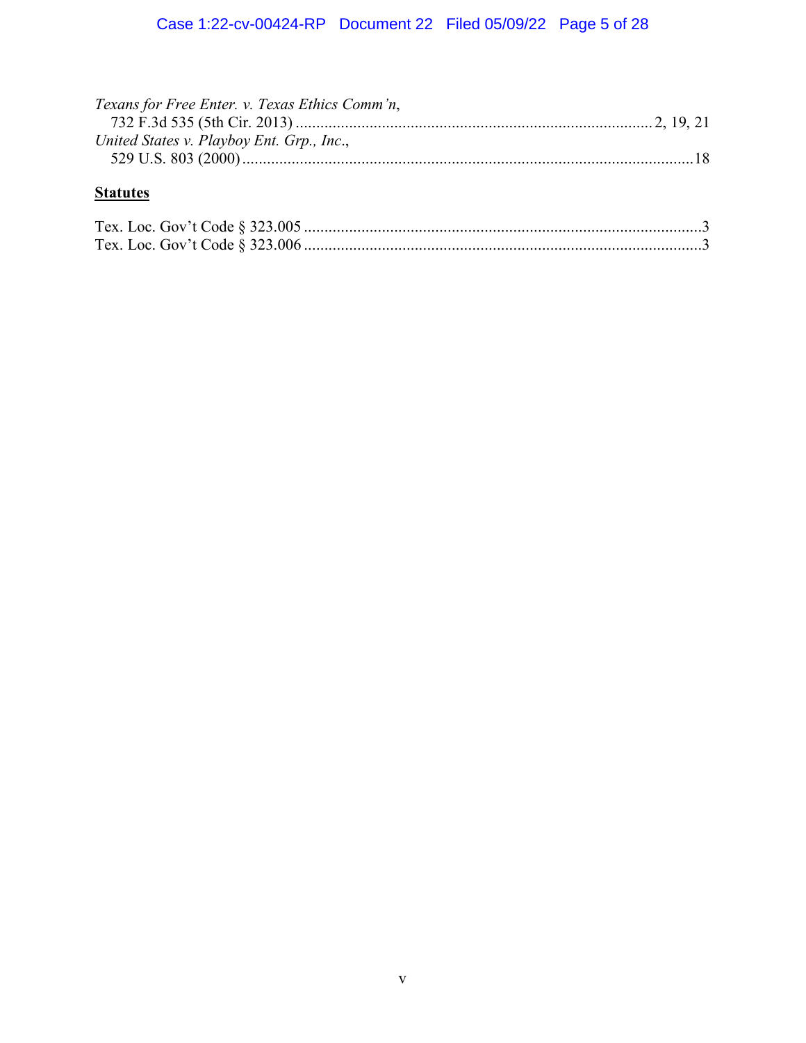*Texans for Free Enter. v. Texas Ethics Comm'n*,
732 F.3d 535 (5th Cir. 2013) ........................................................................................ 2, 19, 21

*United States v. Playboy Ent. Grp., Inc.*,
529 U.S. 803 (2000) ............................................................................................................. 18

**Statutes**

Tex. Loc. Gov't Code § 323.005 ................................................................................................. 3

Tex. Loc. Gov't Code § 323.006 ................................................................................................. 3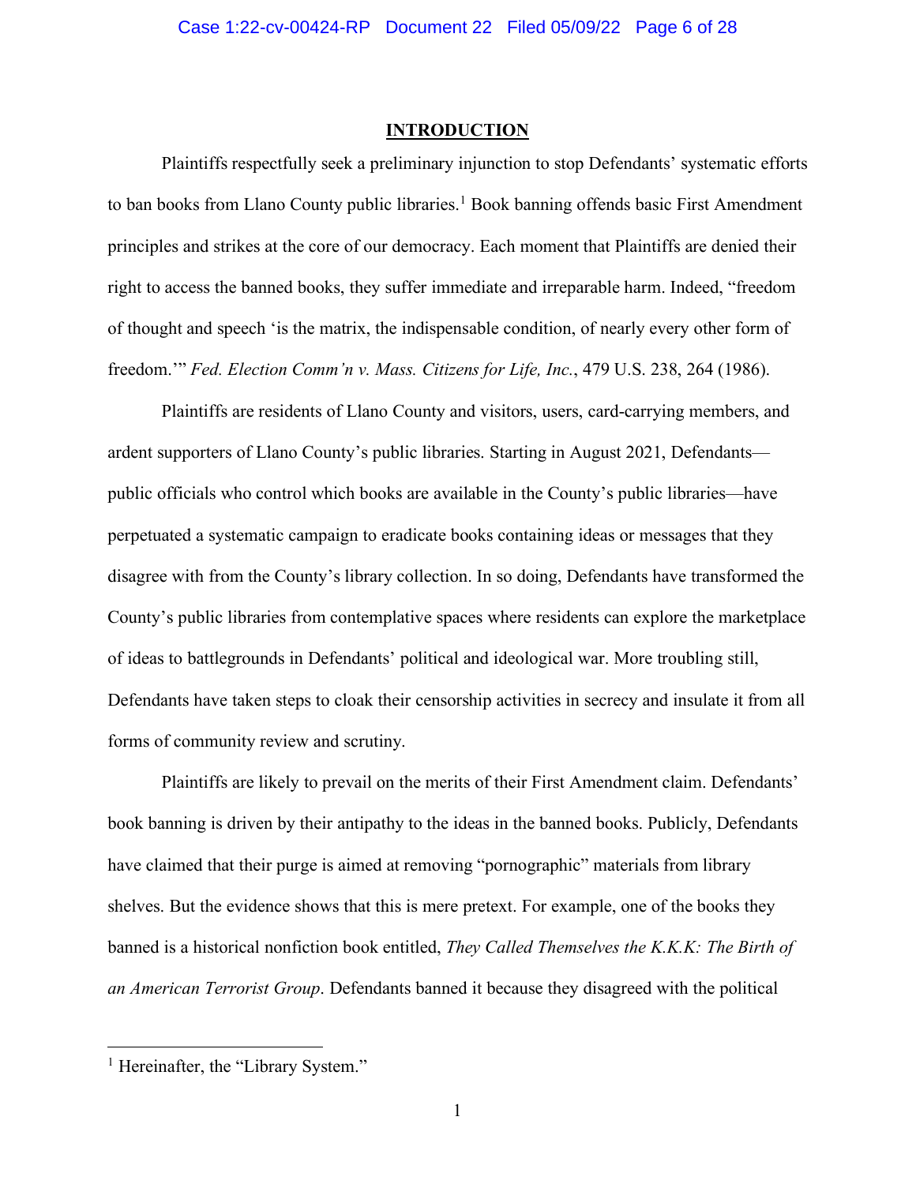## INTRODUCTION

Plaintiffs respectfully seek a preliminary injunction to stop Defendants' systematic efforts to ban books from Llano County public libraries.[1] Book banning offends basic First Amendment principles and strikes at the core of our democracy. Each moment that Plaintiffs are denied their right to access the banned books, they suffer immediate and irreparable harm. Indeed, "freedom of thought and speech 'is the matrix, the indispensable condition, of nearly every other form of freedom.'" *Fed. Election Comm'n v. Mass. Citizens for Life, Inc.*, 479 U.S. 238, 264 (1986).

Plaintiffs are residents of Llano County and visitors, users, card-carrying members, and ardent supporters of Llano County's public libraries. Starting in August 2021, Defendants—public officials who control which books are available in the County's public libraries—have perpetuated a systematic campaign to eradicate books containing ideas or messages that they disagree with from the County's library collection. In so doing, Defendants have transformed the County's public libraries from contemplative spaces where residents can explore the marketplace of ideas to battlegrounds in Defendants' political and ideological war. More troubling still, Defendants have taken steps to cloak their censorship activities in secrecy and insulate it from all forms of community review and scrutiny.

Plaintiffs are likely to prevail on the merits of their First Amendment claim. Defendants' book banning is driven by their antipathy to the ideas in the banned books. Publicly, Defendants have claimed that their purge is aimed at removing "pornographic" materials from library shelves. But the evidence shows that this is mere pretext. For example, one of the books they banned is a historical nonfiction book entitled, *They Called Themselves the K.K.K: The Birth of an American Terrorist Group*. Defendants banned it because they disagreed with the political

---

[1] Hereinafter, the "Library System."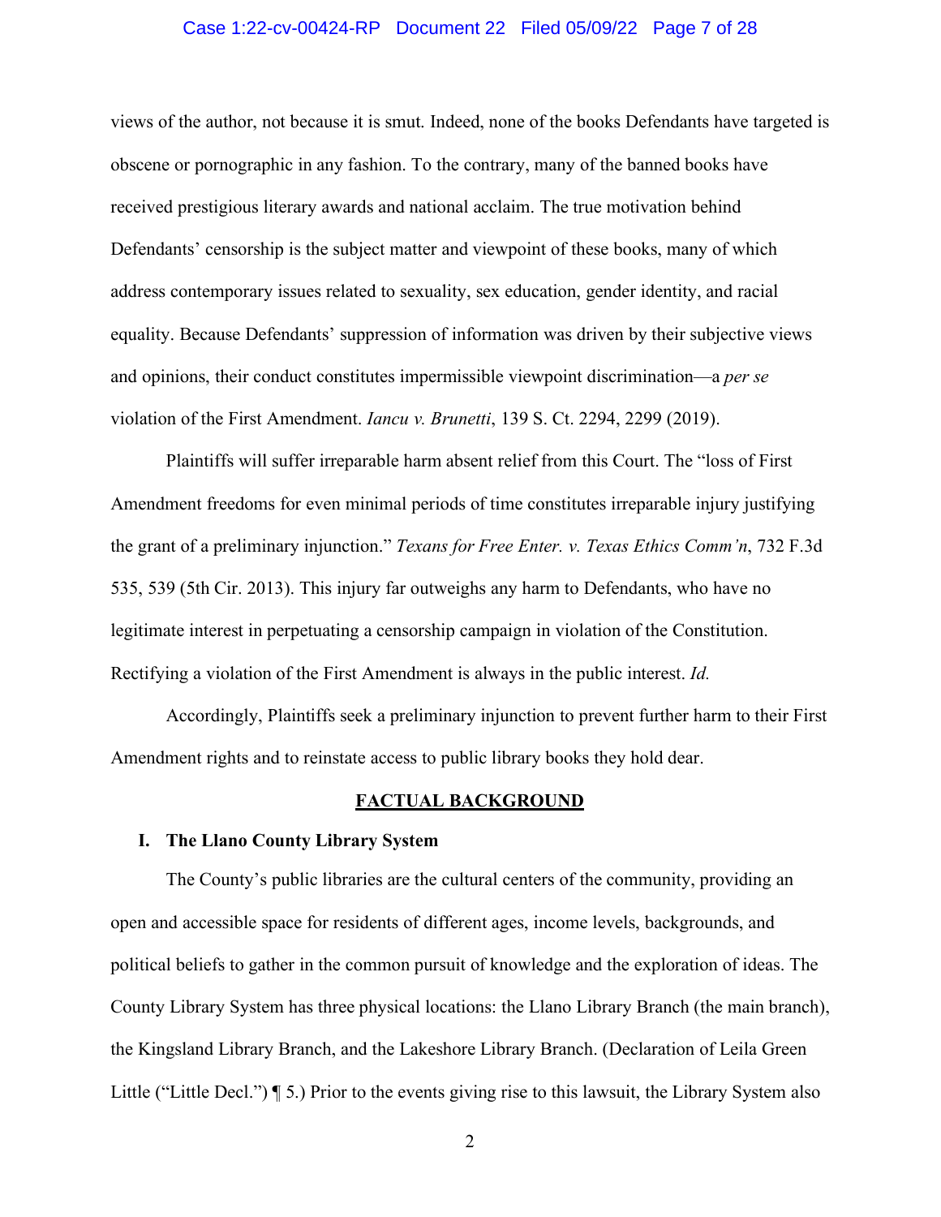views of the author, not because it is smut. Indeed, none of the books Defendants have targeted is obscene or pornographic in any fashion. To the contrary, many of the banned books have received prestigious literary awards and national acclaim. The true motivation behind Defendants' censorship is the subject matter and viewpoint of these books, many of which address contemporary issues related to sexuality, sex education, gender identity, and racial equality. Because Defendants' suppression of information was driven by their subjective views and opinions, their conduct constitutes impermissible viewpoint discrimination—a *per se* violation of the First Amendment. *Iancu v. Brunetti*, 139 S. Ct. 2294, 2299 (2019).

Plaintiffs will suffer irreparable harm absent relief from this Court. The "loss of First Amendment freedoms for even minimal periods of time constitutes irreparable injury justifying the grant of a preliminary injunction." *Texans for Free Enter. v. Texas Ethics Comm'n*, 732 F.3d 535, 539 (5th Cir. 2013). This injury far outweighs any harm to Defendants, who have no legitimate interest in perpetuating a censorship campaign in violation of the Constitution. Rectifying a violation of the First Amendment is always in the public interest. *Id.*

Accordingly, Plaintiffs seek a preliminary injunction to prevent further harm to their First Amendment rights and to reinstate access to public library books they hold dear.

## FACTUAL BACKGROUND

### I. The Llano County Library System

The County's public libraries are the cultural centers of the community, providing an open and accessible space for residents of different ages, income levels, backgrounds, and political beliefs to gather in the common pursuit of knowledge and the exploration of ideas. The County Library System has three physical locations: the Llano Library Branch (the main branch), the Kingsland Library Branch, and the Lakeshore Library Branch. (Declaration of Leila Green Little ("Little Decl.") ¶ 5.) Prior to the events giving rise to this lawsuit, the Library System also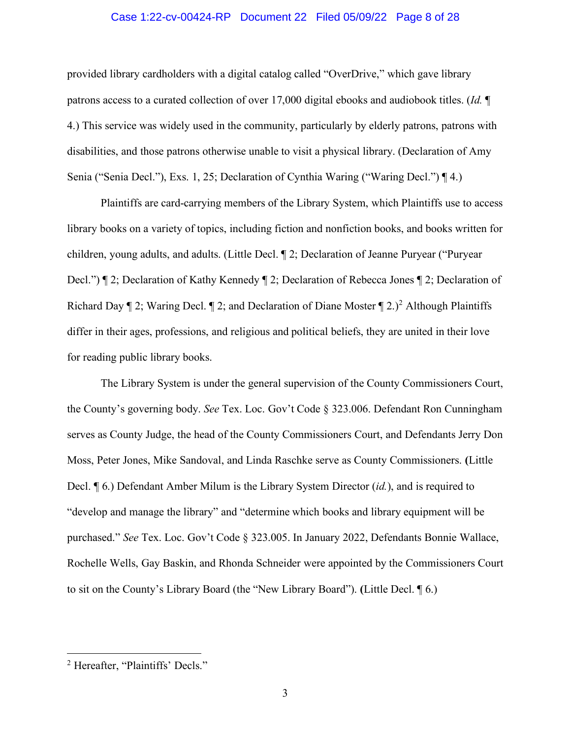provided library cardholders with a digital catalog called "OverDrive," which gave library patrons access to a curated collection of over 17,000 digital ebooks and audiobook titles. (*Id.* ¶ 4.) This service was widely used in the community, particularly by elderly patrons, patrons with disabilities, and those patrons otherwise unable to visit a physical library. (Declaration of Amy Senia ("Senia Decl."), Exs. 1, 25; Declaration of Cynthia Waring ("Waring Decl.") ¶ 4.)

Plaintiffs are card-carrying members of the Library System, which Plaintiffs use to access library books on a variety of topics, including fiction and nonfiction books, and books written for children, young adults, and adults. (Little Decl. ¶ 2; Declaration of Jeanne Puryear ("Puryear Decl.") ¶ 2; Declaration of Kathy Kennedy ¶ 2; Declaration of Rebecca Jones ¶ 2; Declaration of Richard Day ¶ 2; Waring Decl. ¶ 2; and Declaration of Diane Moster ¶ 2.)[2] Although Plaintiffs differ in their ages, professions, and religious and political beliefs, they are united in their love for reading public library books.

The Library System is under the general supervision of the County Commissioners Court, the County's governing body. *See* Tex. Loc. Gov't Code § 323.006. Defendant Ron Cunningham serves as County Judge, the head of the County Commissioners Court, and Defendants Jerry Don Moss, Peter Jones, Mike Sandoval, and Linda Raschke serve as County Commissioners. **(**Little Decl. ¶ 6.) Defendant Amber Milum is the Library System Director (*id.*), and is required to "develop and manage the library" and "determine which books and library equipment will be purchased." *See* Tex. Loc. Gov't Code § 323.005. In January 2022, Defendants Bonnie Wallace, Rochelle Wells, Gay Baskin, and Rhonda Schneider were appointed by the Commissioners Court to sit on the County's Library Board (the "New Library Board"). **(**Little Decl. ¶ 6.)

---

[2] Hereafter, "Plaintiffs' Decls."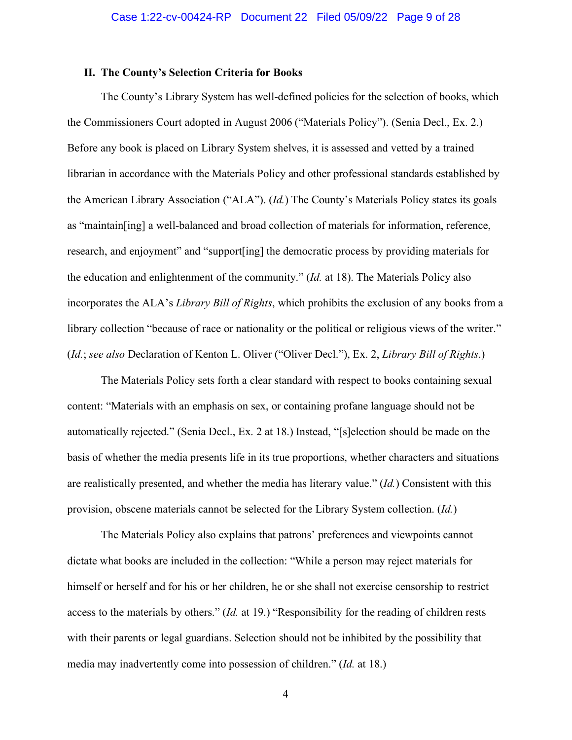## II. The County's Selection Criteria for Books

The County's Library System has well-defined policies for the selection of books, which the Commissioners Court adopted in August 2006 ("Materials Policy"). (Senia Decl., Ex. 2.) Before any book is placed on Library System shelves, it is assessed and vetted by a trained librarian in accordance with the Materials Policy and other professional standards established by the American Library Association ("ALA"). (*Id.*) The County's Materials Policy states its goals as "maintain[ing] a well-balanced and broad collection of materials for information, reference, research, and enjoyment" and "support[ing] the democratic process by providing materials for the education and enlightenment of the community." (*Id.* at 18). The Materials Policy also incorporates the ALA's *Library Bill of Rights*, which prohibits the exclusion of any books from a library collection "because of race or nationality or the political or religious views of the writer." (*Id.*; *see also* Declaration of Kenton L. Oliver ("Oliver Decl."), Ex. 2, *Library Bill of Rights*.)

The Materials Policy sets forth a clear standard with respect to books containing sexual content: "Materials with an emphasis on sex, or containing profane language should not be automatically rejected." (Senia Decl., Ex. 2 at 18.) Instead, "[s]election should be made on the basis of whether the media presents life in its true proportions, whether characters and situations are realistically presented, and whether the media has literary value." (*Id.*) Consistent with this provision, obscene materials cannot be selected for the Library System collection. (*Id.*)

The Materials Policy also explains that patrons' preferences and viewpoints cannot dictate what books are included in the collection: "While a person may reject materials for himself or herself and for his or her children, he or she shall not exercise censorship to restrict access to the materials by others." (*Id.* at 19.) "Responsibility for the reading of children rests with their parents or legal guardians. Selection should not be inhibited by the possibility that media may inadvertently come into possession of children." (*Id.* at 18.)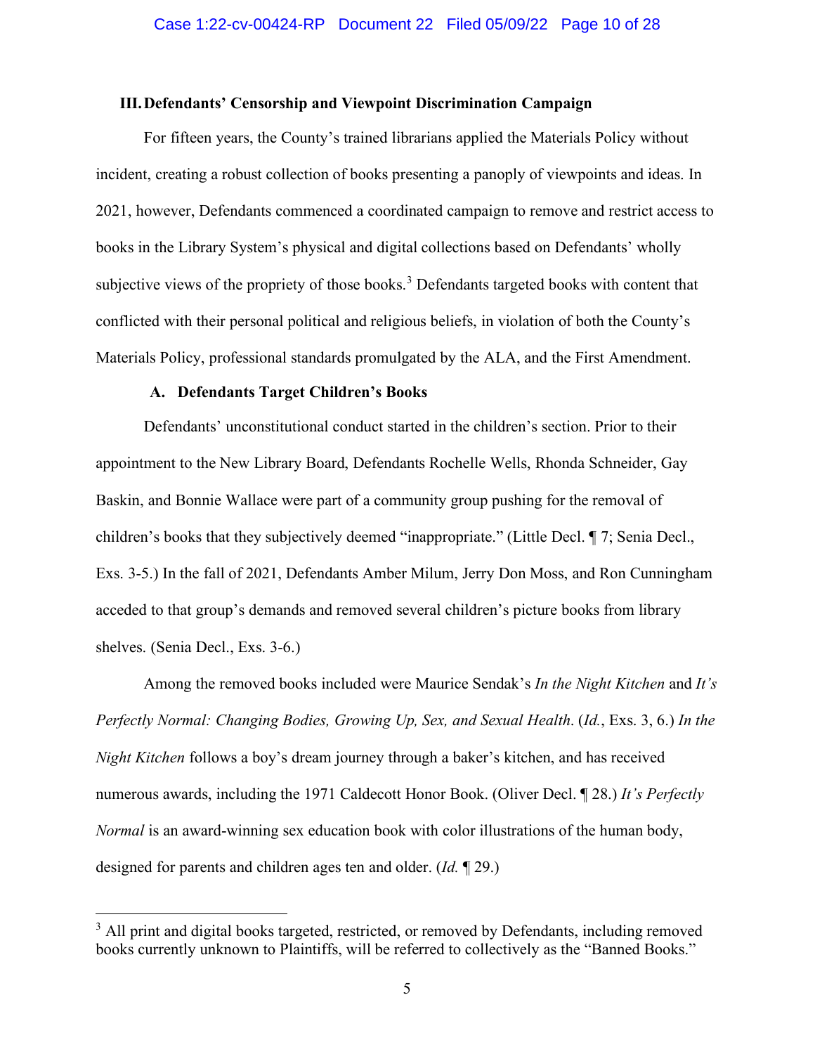## III. Defendants' Censorship and Viewpoint Discrimination Campaign

For fifteen years, the County's trained librarians applied the Materials Policy without incident, creating a robust collection of books presenting a panoply of viewpoints and ideas. In 2021, however, Defendants commenced a coordinated campaign to remove and restrict access to books in the Library System's physical and digital collections based on Defendants' wholly subjective views of the propriety of those books.[3] Defendants targeted books with content that conflicted with their personal political and religious beliefs, in violation of both the County's Materials Policy, professional standards promulgated by the ALA, and the First Amendment.

### A. Defendants Target Children's Books

Defendants' unconstitutional conduct started in the children's section. Prior to their appointment to the New Library Board, Defendants Rochelle Wells, Rhonda Schneider, Gay Baskin, and Bonnie Wallace were part of a community group pushing for the removal of children's books that they subjectively deemed "inappropriate." (Little Decl. ¶ 7; Senia Decl., Exs. 3-5.) In the fall of 2021, Defendants Amber Milum, Jerry Don Moss, and Ron Cunningham acceded to that group's demands and removed several children's picture books from library shelves. (Senia Decl., Exs. 3-6.)

Among the removed books included were Maurice Sendak's *In the Night Kitchen* and *It's Perfectly Normal: Changing Bodies, Growing Up, Sex, and Sexual Health*. (*Id.*, Exs. 3, 6.) *In the Night Kitchen* follows a boy's dream journey through a baker's kitchen, and has received numerous awards, including the 1971 Caldecott Honor Book. (Oliver Decl. ¶ 28.) *It's Perfectly Normal* is an award-winning sex education book with color illustrations of the human body, designed for parents and children ages ten and older. (*Id.* ¶ 29.)

---

[3] All print and digital books targeted, restricted, or removed by Defendants, including removed books currently unknown to Plaintiffs, will be referred to collectively as the "Banned Books."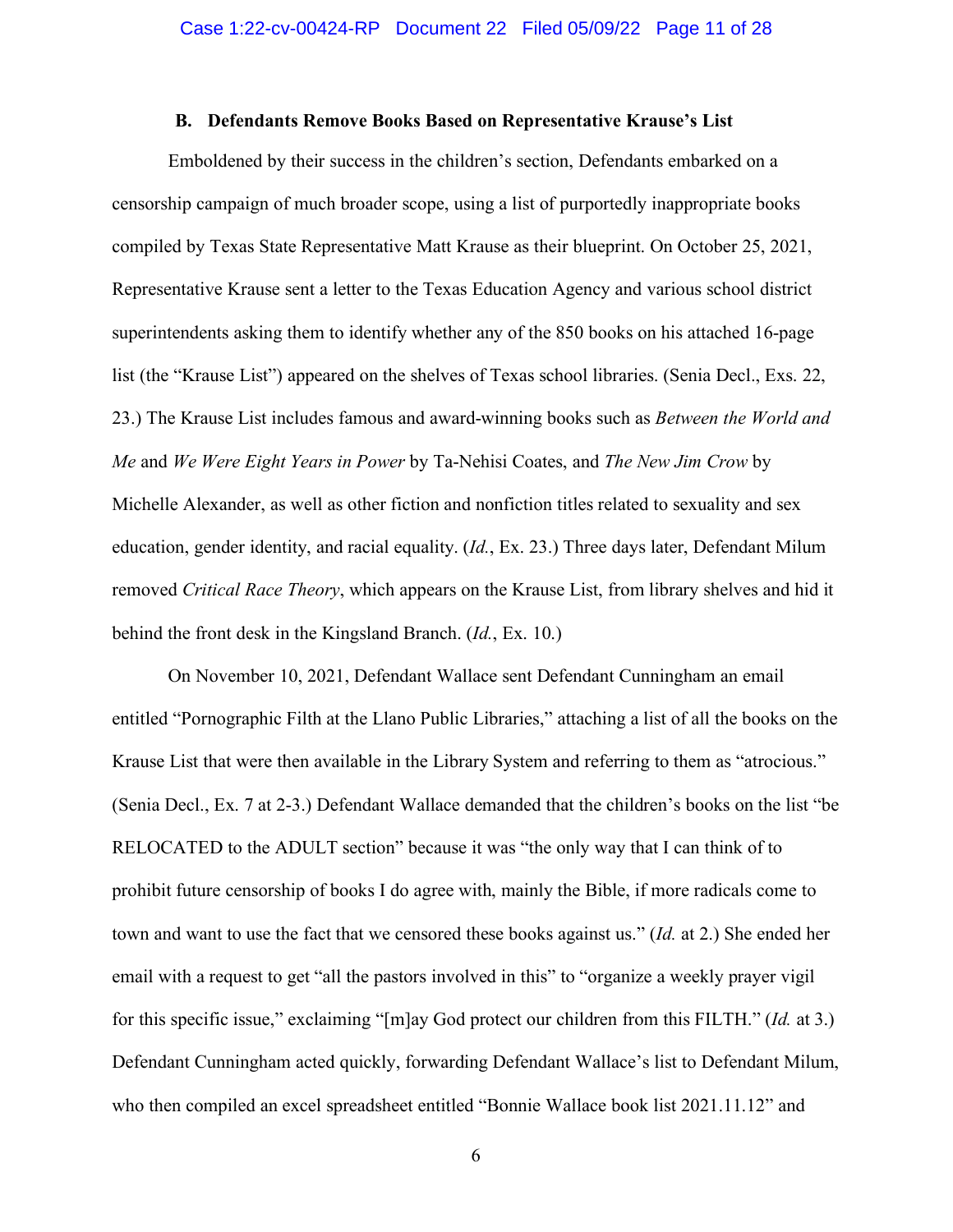### B. Defendants Remove Books Based on Representative Krause's List

Emboldened by their success in the children's section, Defendants embarked on a censorship campaign of much broader scope, using a list of purportedly inappropriate books compiled by Texas State Representative Matt Krause as their blueprint. On October 25, 2021, Representative Krause sent a letter to the Texas Education Agency and various school district superintendents asking them to identify whether any of the 850 books on his attached 16-page list (the "Krause List") appeared on the shelves of Texas school libraries. (Senia Decl., Exs. 22, 23.) The Krause List includes famous and award-winning books such as *Between the World and Me* and *We Were Eight Years in Power* by Ta-Nehisi Coates, and *The New Jim Crow* by Michelle Alexander, as well as other fiction and nonfiction titles related to sexuality and sex education, gender identity, and racial equality. (*Id.*, Ex. 23.) Three days later, Defendant Milum removed *Critical Race Theory*, which appears on the Krause List, from library shelves and hid it behind the front desk in the Kingsland Branch. (*Id.*, Ex. 10.)

On November 10, 2021, Defendant Wallace sent Defendant Cunningham an email entitled "Pornographic Filth at the Llano Public Libraries," attaching a list of all the books on the Krause List that were then available in the Library System and referring to them as "atrocious." (Senia Decl., Ex. 7 at 2-3.) Defendant Wallace demanded that the children's books on the list "be RELOCATED to the ADULT section" because it was "the only way that I can think of to prohibit future censorship of books I do agree with, mainly the Bible, if more radicals come to town and want to use the fact that we censored these books against us." (*Id.* at 2.) She ended her email with a request to get "all the pastors involved in this" to "organize a weekly prayer vigil for this specific issue," exclaiming "[m]ay God protect our children from this FILTH." (*Id.* at 3.) Defendant Cunningham acted quickly, forwarding Defendant Wallace's list to Defendant Milum, who then compiled an excel spreadsheet entitled "Bonnie Wallace book list 2021.11.12" and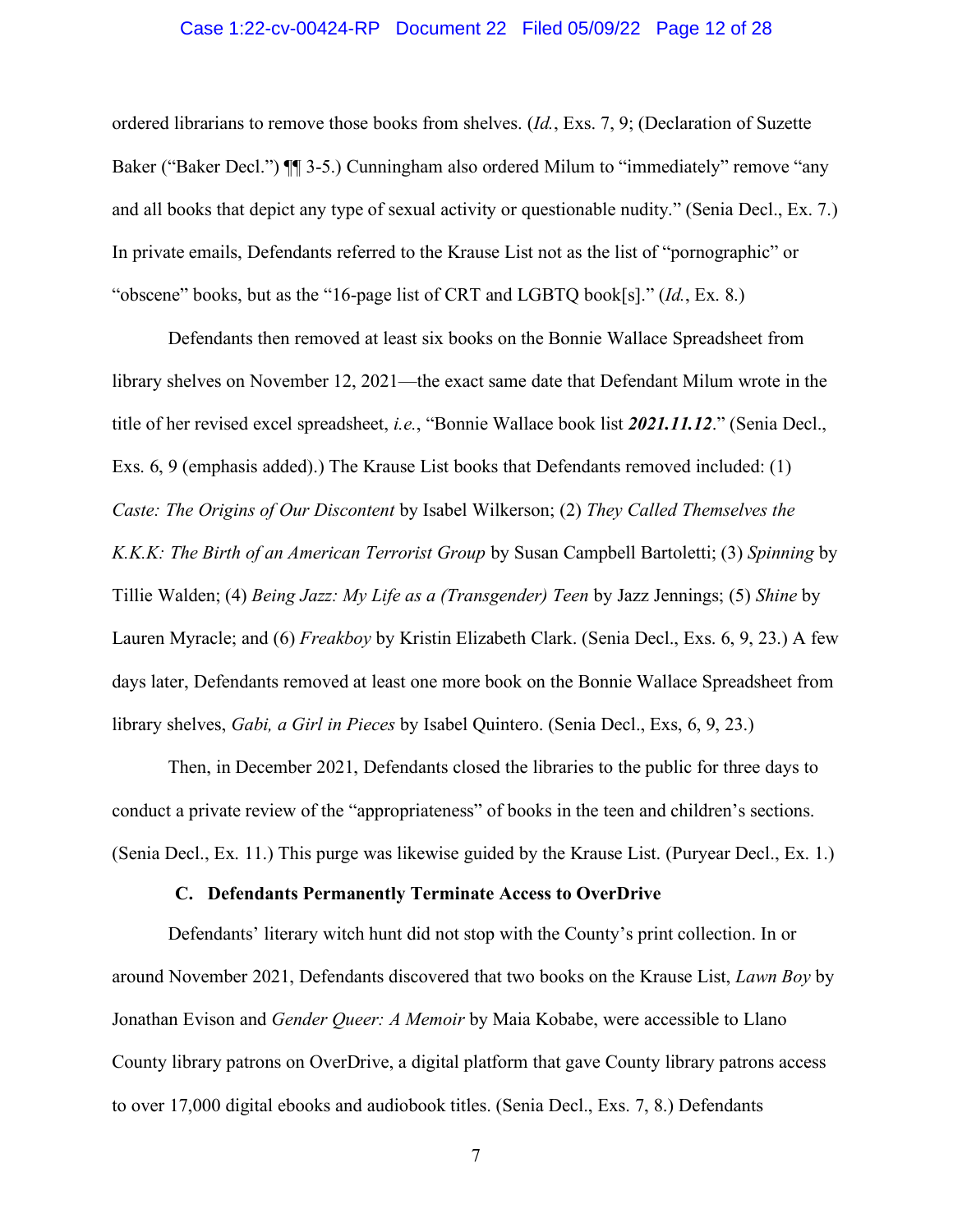ordered librarians to remove those books from shelves. (*Id.*, Exs. 7, 9; (Declaration of Suzette Baker ("Baker Decl.") ¶¶ 3-5.) Cunningham also ordered Milum to "immediately" remove "any and all books that depict any type of sexual activity or questionable nudity." (Senia Decl., Ex. 7.) In private emails, Defendants referred to the Krause List not as the list of "pornographic" or "obscene" books, but as the "16-page list of CRT and LGBTQ book[s]." (*Id.*, Ex. 8.)

Defendants then removed at least six books on the Bonnie Wallace Spreadsheet from library shelves on November 12, 2021—the exact same date that Defendant Milum wrote in the title of her revised excel spreadsheet, *i.e.*, "Bonnie Wallace book list ***2021.11.12***." (Senia Decl., Exs. 6, 9 (emphasis added).) The Krause List books that Defendants removed included: (1) *Caste: The Origins of Our Discontent* by Isabel Wilkerson; (2) *They Called Themselves the K.K.K: The Birth of an American Terrorist Group* by Susan Campbell Bartoletti; (3) *Spinning* by Tillie Walden; (4) *Being Jazz: My Life as a (Transgender) Teen* by Jazz Jennings; (5) *Shine* by Lauren Myracle; and (6) *Freakboy* by Kristin Elizabeth Clark. (Senia Decl., Exs. 6, 9, 23.) A few days later, Defendants removed at least one more book on the Bonnie Wallace Spreadsheet from library shelves, *Gabi, a Girl in Pieces* by Isabel Quintero. (Senia Decl., Exs, 6, 9, 23.)

Then, in December 2021, Defendants closed the libraries to the public for three days to conduct a private review of the "appropriateness" of books in the teen and children's sections. (Senia Decl., Ex. 11.) This purge was likewise guided by the Krause List. (Puryear Decl., Ex. 1.)

### C. Defendants Permanently Terminate Access to OverDrive

Defendants' literary witch hunt did not stop with the County's print collection. In or around November 2021, Defendants discovered that two books on the Krause List, *Lawn Boy* by Jonathan Evison and *Gender Queer: A Memoir* by Maia Kobabe, were accessible to Llano County library patrons on OverDrive, a digital platform that gave County library patrons access to over 17,000 digital ebooks and audiobook titles. (Senia Decl., Exs. 7, 8.) Defendants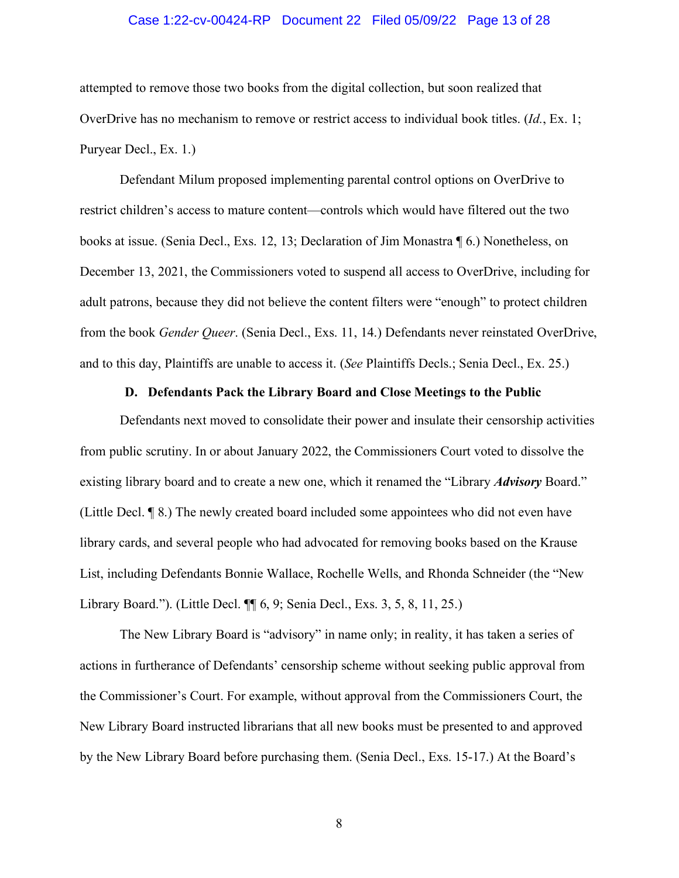attempted to remove those two books from the digital collection, but soon realized that OverDrive has no mechanism to remove or restrict access to individual book titles. (*Id.*, Ex. 1; Puryear Decl., Ex. 1.)

Defendant Milum proposed implementing parental control options on OverDrive to restrict children's access to mature content—controls which would have filtered out the two books at issue. (Senia Decl., Exs. 12, 13; Declaration of Jim Monastra ¶ 6.) Nonetheless, on December 13, 2021, the Commissioners voted to suspend all access to OverDrive, including for adult patrons, because they did not believe the content filters were "enough" to protect children from the book *Gender Queer*. (Senia Decl., Exs. 11, 14.) Defendants never reinstated OverDrive, and to this day, Plaintiffs are unable to access it. (*See* Plaintiffs Decls.; Senia Decl., Ex. 25.)

**D. Defendants Pack the Library Board and Close Meetings to the Public**

Defendants next moved to consolidate their power and insulate their censorship activities from public scrutiny. In or about January 2022, the Commissioners Court voted to dissolve the existing library board and to create a new one, which it renamed the "Library ***Advisory*** Board." (Little Decl. ¶ 8.) The newly created board included some appointees who did not even have library cards, and several people who had advocated for removing books based on the Krause List, including Defendants Bonnie Wallace, Rochelle Wells, and Rhonda Schneider (the "New Library Board."). (Little Decl. ¶¶ 6, 9; Senia Decl., Exs. 3, 5, 8, 11, 25.)

The New Library Board is "advisory" in name only; in reality, it has taken a series of actions in furtherance of Defendants' censorship scheme without seeking public approval from the Commissioner's Court. For example, without approval from the Commissioners Court, the New Library Board instructed librarians that all new books must be presented to and approved by the New Library Board before purchasing them. (Senia Decl., Exs. 15-17.) At the Board's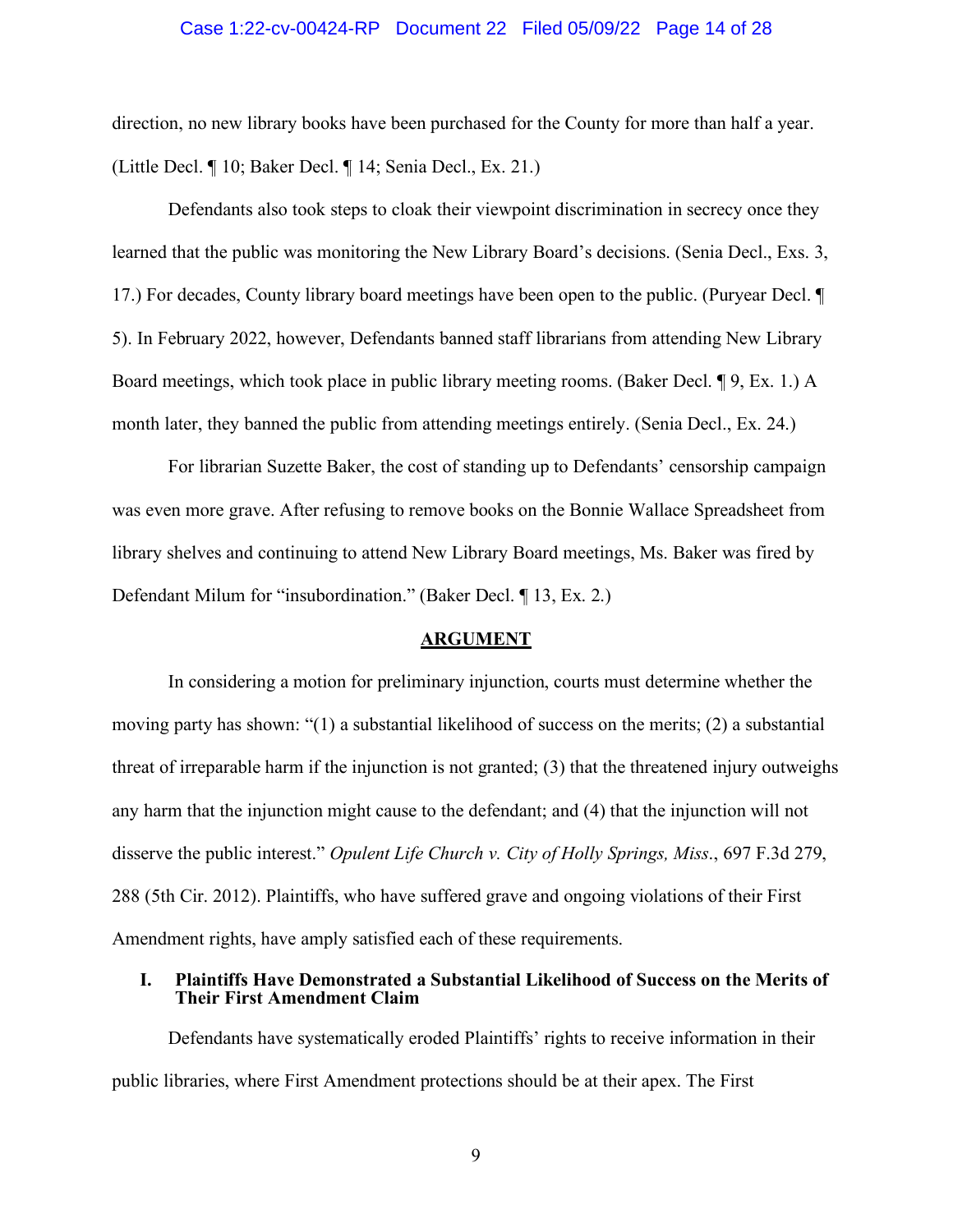direction, no new library books have been purchased for the County for more than half a year. (Little Decl. ¶ 10; Baker Decl. ¶ 14; Senia Decl., Ex. 21.)

Defendants also took steps to cloak their viewpoint discrimination in secrecy once they learned that the public was monitoring the New Library Board's decisions. (Senia Decl., Exs. 3, 17.) For decades, County library board meetings have been open to the public. (Puryear Decl. ¶ 5). In February 2022, however, Defendants banned staff librarians from attending New Library Board meetings, which took place in public library meeting rooms. (Baker Decl. ¶ 9, Ex. 1.) A month later, they banned the public from attending meetings entirely. (Senia Decl., Ex. 24.)

For librarian Suzette Baker, the cost of standing up to Defendants' censorship campaign was even more grave. After refusing to remove books on the Bonnie Wallace Spreadsheet from library shelves and continuing to attend New Library Board meetings, Ms. Baker was fired by Defendant Milum for "insubordination." (Baker Decl. ¶ 13, Ex. 2.)

## ARGUMENT

In considering a motion for preliminary injunction, courts must determine whether the moving party has shown: "(1) a substantial likelihood of success on the merits; (2) a substantial threat of irreparable harm if the injunction is not granted; (3) that the threatened injury outweighs any harm that the injunction might cause to the defendant; and (4) that the injunction will not disserve the public interest." *Opulent Life Church v. City of Holly Springs, Miss*., 697 F.3d 279, 288 (5th Cir. 2012). Plaintiffs, who have suffered grave and ongoing violations of their First Amendment rights, have amply satisfied each of these requirements.

### I. Plaintiffs Have Demonstrated a Substantial Likelihood of Success on the Merits of Their First Amendment Claim

Defendants have systematically eroded Plaintiffs' rights to receive information in their public libraries, where First Amendment protections should be at their apex. The First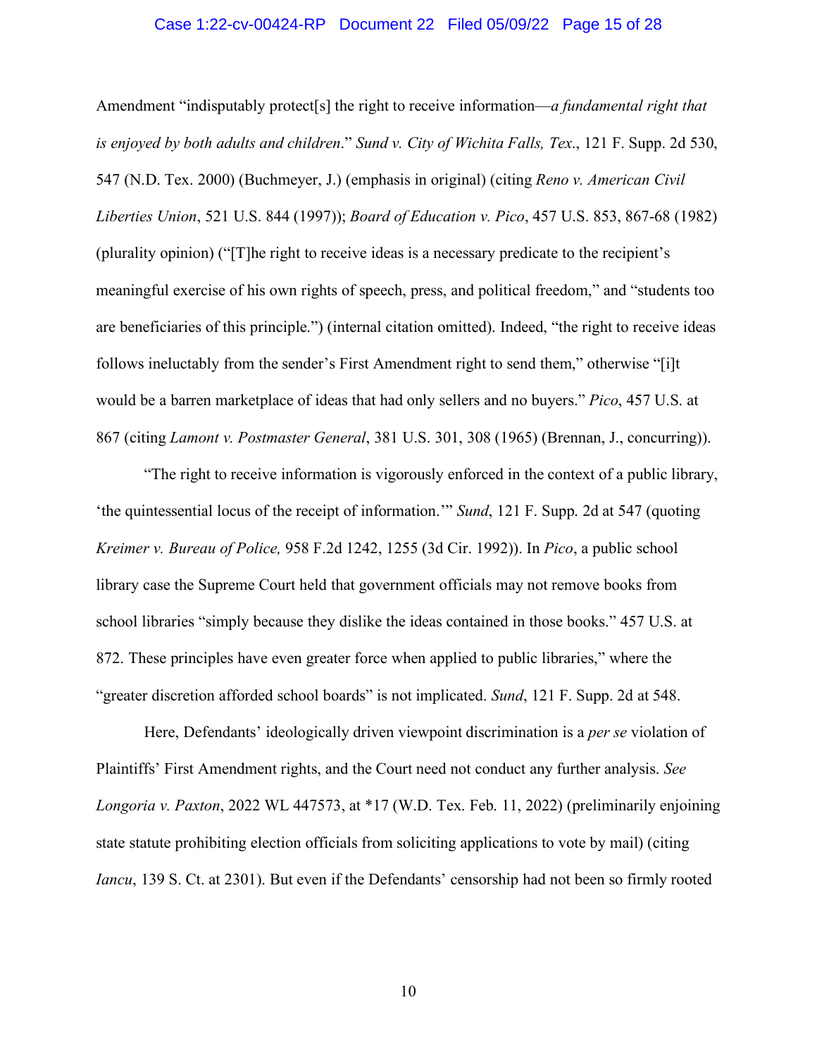Amendment "indisputably protect[s] the right to receive information—*a fundamental right that is enjoyed by both adults and children*." *Sund v. City of Wichita Falls, Tex*., 121 F. Supp. 2d 530, 547 (N.D. Tex. 2000) (Buchmeyer, J.) (emphasis in original) (citing *Reno v. American Civil Liberties Union*, 521 U.S. 844 (1997)); *Board of Education v. Pico*, 457 U.S. 853, 867-68 (1982) (plurality opinion) ("[T]he right to receive ideas is a necessary predicate to the recipient's meaningful exercise of his own rights of speech, press, and political freedom," and "students too are beneficiaries of this principle.") (internal citation omitted). Indeed, "the right to receive ideas follows ineluctably from the sender's First Amendment right to send them," otherwise "[i]t would be a barren marketplace of ideas that had only sellers and no buyers." *Pico*, 457 U.S. at 867 (citing *Lamont v. Postmaster General*, 381 U.S. 301, 308 (1965) (Brennan, J., concurring)).

"The right to receive information is vigorously enforced in the context of a public library, 'the quintessential locus of the receipt of information.'" *Sund*, 121 F. Supp. 2d at 547 (quoting *Kreimer v. Bureau of Police,* 958 F.2d 1242, 1255 (3d Cir. 1992)). In *Pico*, a public school library case the Supreme Court held that government officials may not remove books from school libraries "simply because they dislike the ideas contained in those books." 457 U.S. at 872. These principles have even greater force when applied to public libraries," where the "greater discretion afforded school boards" is not implicated. *Sund*, 121 F. Supp. 2d at 548.

Here, Defendants' ideologically driven viewpoint discrimination is a *per se* violation of Plaintiffs' First Amendment rights, and the Court need not conduct any further analysis. *See Longoria v. Paxton*, 2022 WL 447573, at *17 (W.D. Tex. Feb. 11, 2022) (preliminarily enjoining state statute prohibiting election officials from soliciting applications to vote by mail) (citing *Iancu*, 139 S. Ct. at 2301). But even if the Defendants' censorship had not been so firmly rooted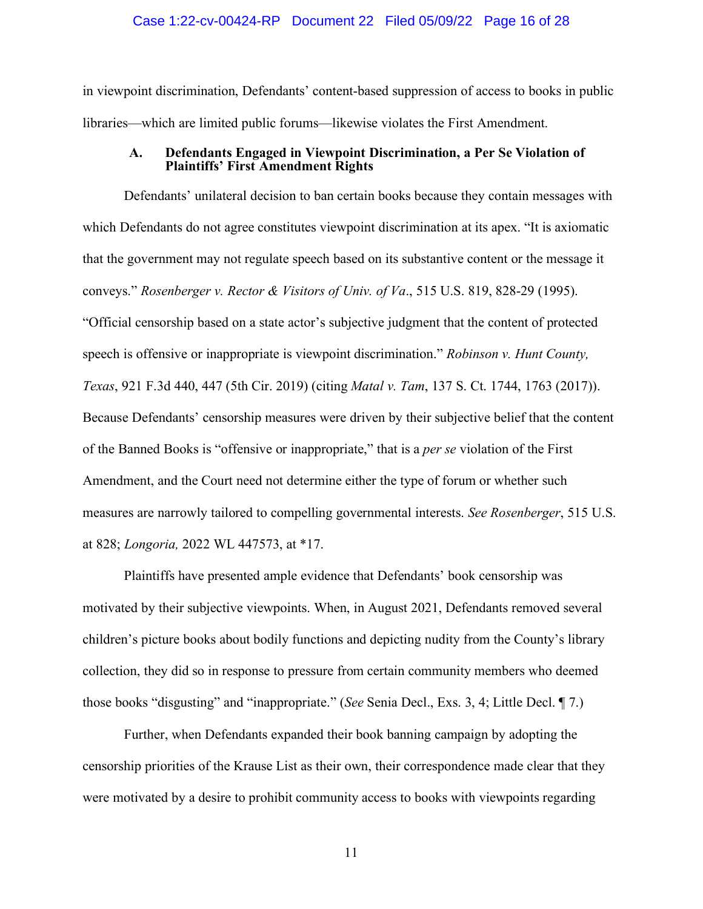in viewpoint discrimination, Defendants' content-based suppression of access to books in public libraries—which are limited public forums—likewise violates the First Amendment.

### A. Defendants Engaged in Viewpoint Discrimination, a Per Se Violation of Plaintiffs' First Amendment Rights

Defendants' unilateral decision to ban certain books because they contain messages with which Defendants do not agree constitutes viewpoint discrimination at its apex. "It is axiomatic that the government may not regulate speech based on its substantive content or the message it conveys." *Rosenberger v. Rector & Visitors of Univ. of Va*., 515 U.S. 819, 828-29 (1995). "Official censorship based on a state actor's subjective judgment that the content of protected speech is offensive or inappropriate is viewpoint discrimination." *Robinson v. Hunt County, Texas*, 921 F.3d 440, 447 (5th Cir. 2019) (citing *Matal v. Tam*, 137 S. Ct. 1744, 1763 (2017)). Because Defendants' censorship measures were driven by their subjective belief that the content of the Banned Books is "offensive or inappropriate," that is a *per se* violation of the First Amendment, and the Court need not determine either the type of forum or whether such measures are narrowly tailored to compelling governmental interests. *See Rosenberger*, 515 U.S. at 828; *Longoria,* 2022 WL 447573, at *17.

Plaintiffs have presented ample evidence that Defendants' book censorship was motivated by their subjective viewpoints. When, in August 2021, Defendants removed several children's picture books about bodily functions and depicting nudity from the County's library collection, they did so in response to pressure from certain community members who deemed those books "disgusting" and "inappropriate." (*See* Senia Decl., Exs. 3, 4; Little Decl. ¶ 7.)

Further, when Defendants expanded their book banning campaign by adopting the censorship priorities of the Krause List as their own, their correspondence made clear that they were motivated by a desire to prohibit community access to books with viewpoints regarding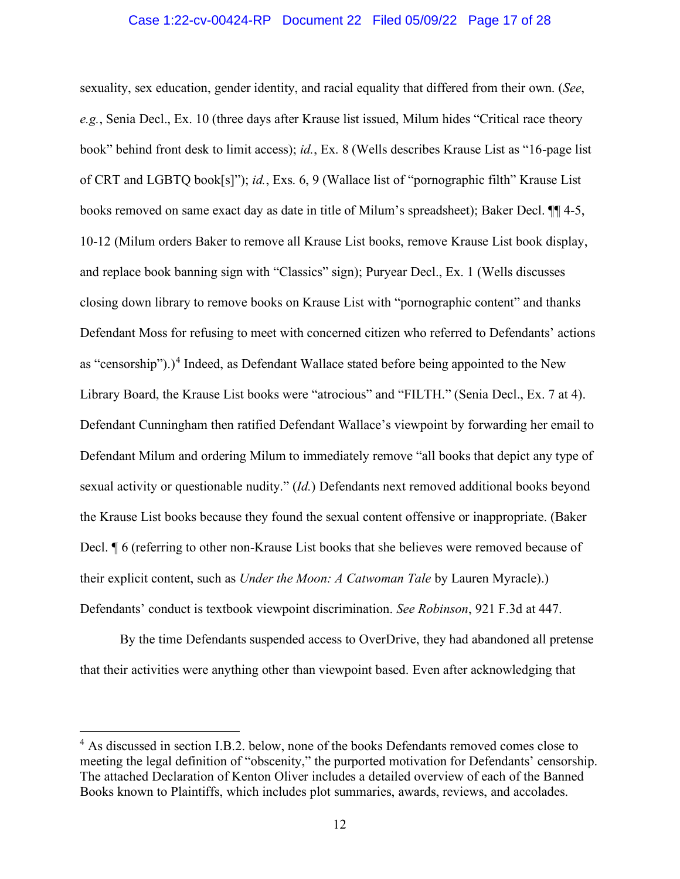sexuality, sex education, gender identity, and racial equality that differed from their own. (*See*, *e.g.*, Senia Decl., Ex. 10 (three days after Krause list issued, Milum hides "Critical race theory book" behind front desk to limit access); *id.*, Ex. 8 (Wells describes Krause List as "16-page list of CRT and LGBTQ book[s]"); *id.*, Exs. 6, 9 (Wallace list of "pornographic filth" Krause List books removed on same exact day as date in title of Milum's spreadsheet); Baker Decl. ¶¶ 4-5, 10-12 (Milum orders Baker to remove all Krause List books, remove Krause List book display, and replace book banning sign with "Classics" sign); Puryear Decl., Ex. 1 (Wells discusses closing down library to remove books on Krause List with "pornographic content" and thanks Defendant Moss for refusing to meet with concerned citizen who referred to Defendants' actions as "censorship").)[4] Indeed, as Defendant Wallace stated before being appointed to the New Library Board, the Krause List books were "atrocious" and "FILTH." (Senia Decl., Ex. 7 at 4). Defendant Cunningham then ratified Defendant Wallace's viewpoint by forwarding her email to Defendant Milum and ordering Milum to immediately remove "all books that depict any type of sexual activity or questionable nudity." (*Id.*) Defendants next removed additional books beyond the Krause List books because they found the sexual content offensive or inappropriate. (Baker Decl. ¶ 6 (referring to other non-Krause List books that she believes were removed because of their explicit content, such as *Under the Moon: A Catwoman Tale* by Lauren Myracle).) Defendants' conduct is textbook viewpoint discrimination. *See Robinson*, 921 F.3d at 447.

By the time Defendants suspended access to OverDrive, they had abandoned all pretense that their activities were anything other than viewpoint based. Even after acknowledging that

---

[4] As discussed in section I.B.2. below, none of the books Defendants removed comes close to meeting the legal definition of "obscenity," the purported motivation for Defendants' censorship. The attached Declaration of Kenton Oliver includes a detailed overview of each of the Banned Books known to Plaintiffs, which includes plot summaries, awards, reviews, and accolades.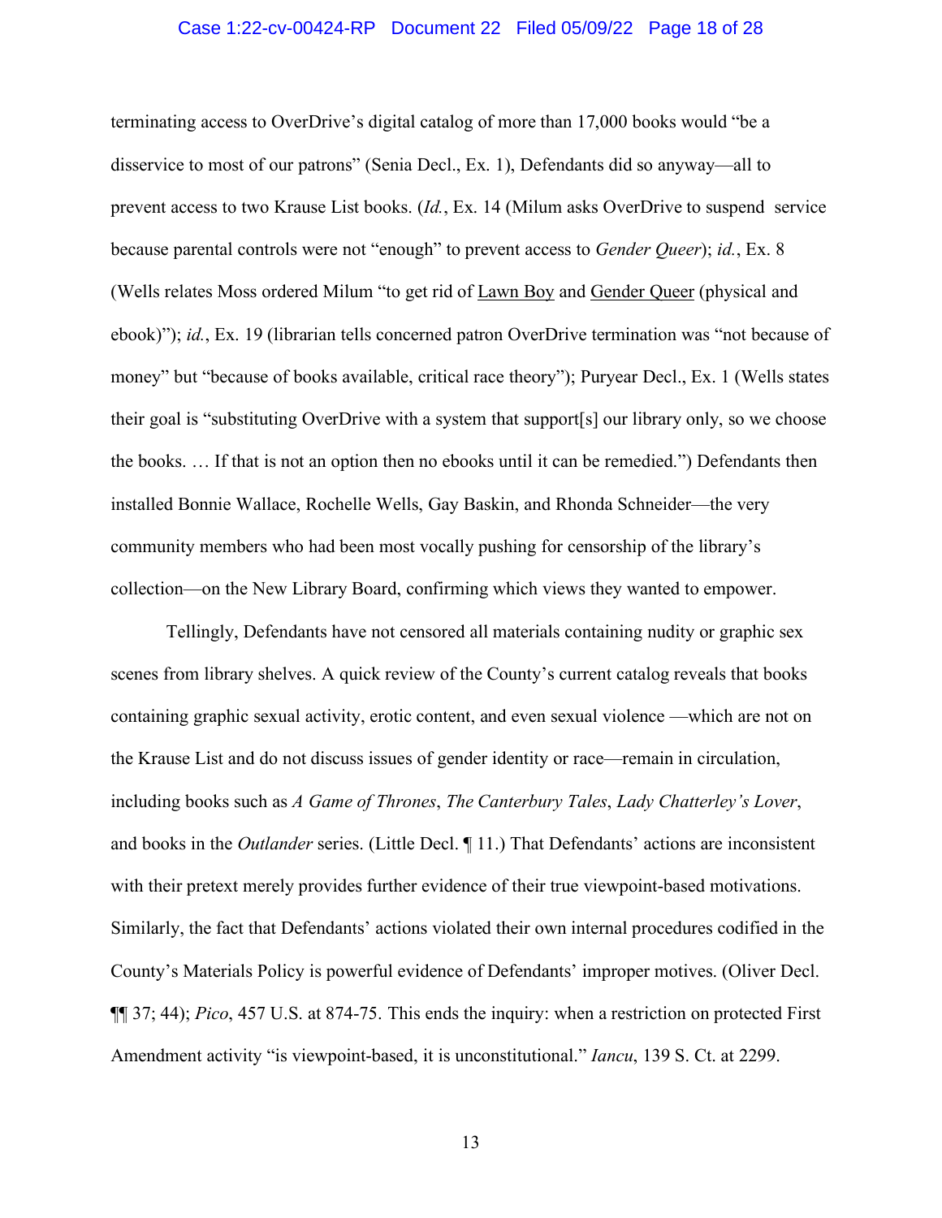terminating access to OverDrive's digital catalog of more than 17,000 books would "be a disservice to most of our patrons" (Senia Decl., Ex. 1), Defendants did so anyway—all to prevent access to two Krause List books. (*Id.*, Ex. 14 (Milum asks OverDrive to suspend service because parental controls were not "enough" to prevent access to *Gender Queer*); *id.*, Ex. 8 (Wells relates Moss ordered Milum "to get rid of Lawn Boy and Gender Queer (physical and ebook)"); *id.*, Ex. 19 (librarian tells concerned patron OverDrive termination was "not because of money" but "because of books available, critical race theory"); Puryear Decl., Ex. 1 (Wells states their goal is "substituting OverDrive with a system that support[s] our library only, so we choose the books. … If that is not an option then no ebooks until it can be remedied.") Defendants then installed Bonnie Wallace, Rochelle Wells, Gay Baskin, and Rhonda Schneider—the very community members who had been most vocally pushing for censorship of the library's collection—on the New Library Board, confirming which views they wanted to empower.

Tellingly, Defendants have not censored all materials containing nudity or graphic sex scenes from library shelves. A quick review of the County's current catalog reveals that books containing graphic sexual activity, erotic content, and even sexual violence —which are not on the Krause List and do not discuss issues of gender identity or race—remain in circulation, including books such as *A Game of Thrones*, *The Canterbury Tales*, *Lady Chatterley's Lover*, and books in the *Outlander* series. (Little Decl. ¶ 11.) That Defendants' actions are inconsistent with their pretext merely provides further evidence of their true viewpoint-based motivations. Similarly, the fact that Defendants' actions violated their own internal procedures codified in the County's Materials Policy is powerful evidence of Defendants' improper motives. (Oliver Decl. ¶¶ 37; 44); *Pico*, 457 U.S. at 874-75. This ends the inquiry: when a restriction on protected First Amendment activity "is viewpoint-based, it is unconstitutional." *Iancu*, 139 S. Ct. at 2299.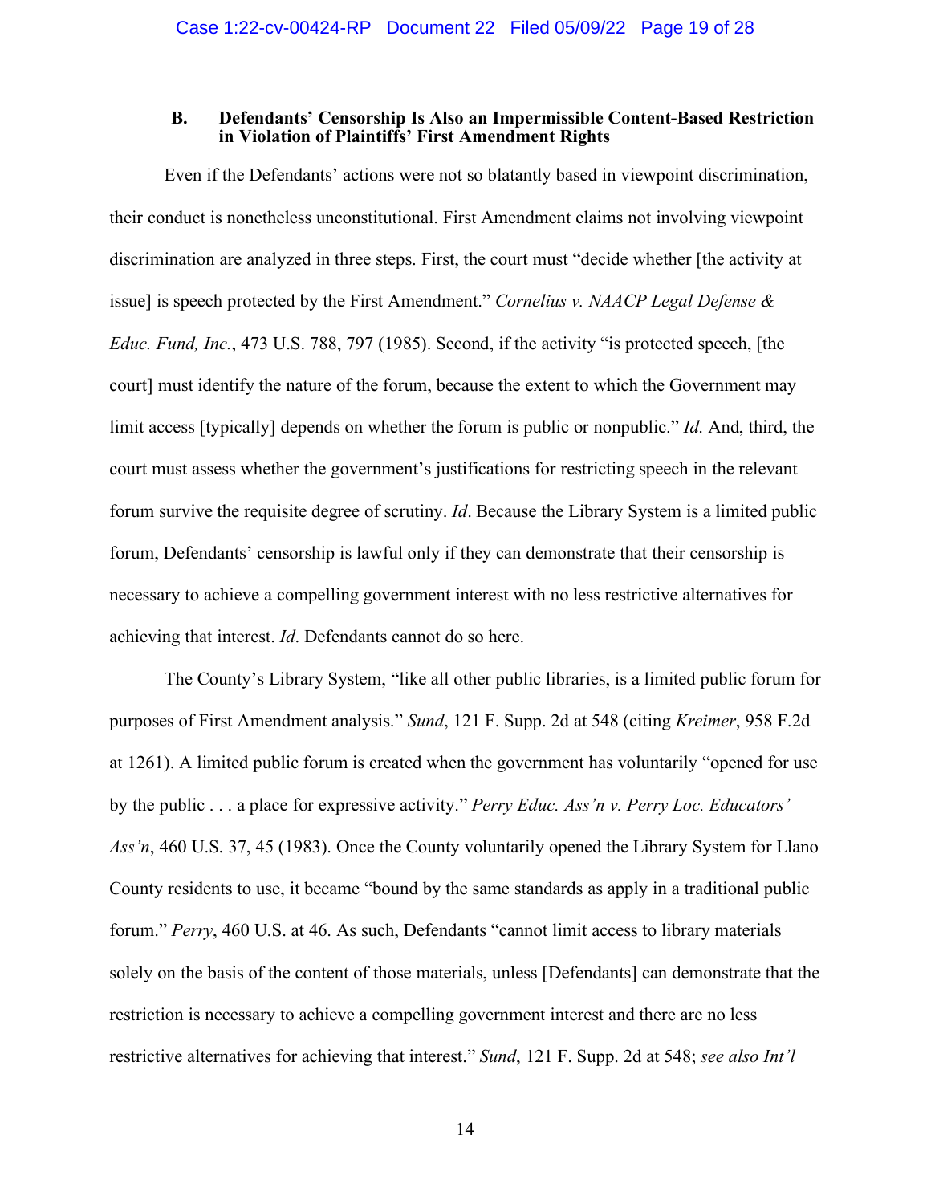### B. Defendants' Censorship Is Also an Impermissible Content-Based Restriction in Violation of Plaintiffs' First Amendment Rights

Even if the Defendants' actions were not so blatantly based in viewpoint discrimination, their conduct is nonetheless unconstitutional. First Amendment claims not involving viewpoint discrimination are analyzed in three steps. First, the court must "decide whether [the activity at issue] is speech protected by the First Amendment." *Cornelius v. NAACP Legal Defense & Educ. Fund, Inc.*, 473 U.S. 788, 797 (1985). Second, if the activity "is protected speech, [the court] must identify the nature of the forum, because the extent to which the Government may limit access [typically] depends on whether the forum is public or nonpublic." *Id.* And, third, the court must assess whether the government's justifications for restricting speech in the relevant forum survive the requisite degree of scrutiny. *Id*. Because the Library System is a limited public forum, Defendants' censorship is lawful only if they can demonstrate that their censorship is necessary to achieve a compelling government interest with no less restrictive alternatives for achieving that interest. *Id*. Defendants cannot do so here.

The County's Library System, "like all other public libraries, is a limited public forum for purposes of First Amendment analysis." *Sund*, 121 F. Supp. 2d at 548 (citing *Kreimer*, 958 F.2d at 1261). A limited public forum is created when the government has voluntarily "opened for use by the public . . . a place for expressive activity." *Perry Educ. Ass'n v. Perry Loc. Educators' Ass'n*, 460 U.S. 37, 45 (1983). Once the County voluntarily opened the Library System for Llano County residents to use, it became "bound by the same standards as apply in a traditional public forum." *Perry*, 460 U.S. at 46. As such, Defendants "cannot limit access to library materials solely on the basis of the content of those materials, unless [Defendants] can demonstrate that the restriction is necessary to achieve a compelling government interest and there are no less restrictive alternatives for achieving that interest." *Sund*, 121 F. Supp. 2d at 548; *see also Int'l*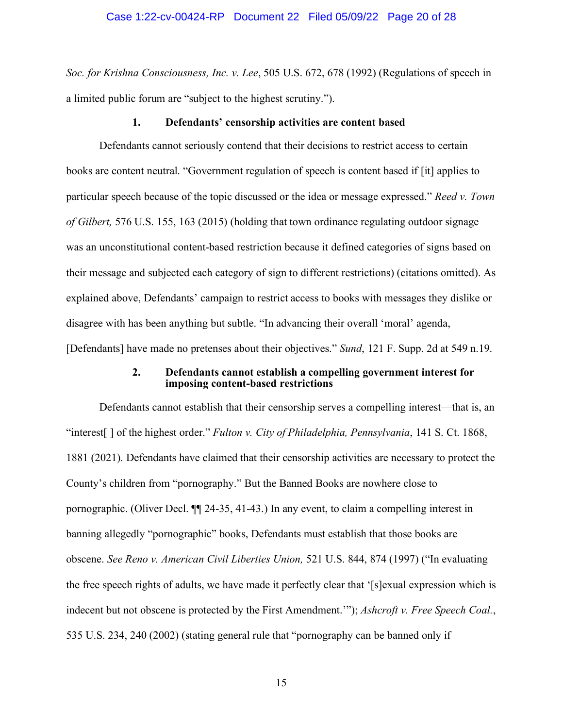*Soc. for Krishna Consciousness, Inc. v. Lee*, 505 U.S. 672, 678 (1992) (Regulations of speech in a limited public forum are "subject to the highest scrutiny.").

### 1. Defendants' censorship activities are content based

Defendants cannot seriously contend that their decisions to restrict access to certain books are content neutral. "Government regulation of speech is content based if [it] applies to particular speech because of the topic discussed or the idea or message expressed." *Reed v. Town of Gilbert,* 576 U.S. 155, 163 (2015) (holding that town ordinance regulating outdoor signage was an unconstitutional content-based restriction because it defined categories of signs based on their message and subjected each category of sign to different restrictions) (citations omitted). As explained above, Defendants' campaign to restrict access to books with messages they dislike or disagree with has been anything but subtle. "In advancing their overall 'moral' agenda, [Defendants] have made no pretenses about their objectives." *Sund*, 121 F. Supp. 2d at 549 n.19.

### 2. Defendants cannot establish a compelling government interest for imposing content-based restrictions

Defendants cannot establish that their censorship serves a compelling interest—that is, an "interest[ ] of the highest order." *Fulton v. City of Philadelphia, Pennsylvania*, 141 S. Ct. 1868, 1881 (2021). Defendants have claimed that their censorship activities are necessary to protect the County's children from "pornography." But the Banned Books are nowhere close to pornographic. (Oliver Decl. ¶¶ 24-35, 41-43.) In any event, to claim a compelling interest in banning allegedly "pornographic" books, Defendants must establish that those books are obscene. *See Reno v. American Civil Liberties Union,* 521 U.S. 844, 874 (1997) ("In evaluating the free speech rights of adults, we have made it perfectly clear that '[s]exual expression which is indecent but not obscene is protected by the First Amendment.'"); *Ashcroft v. Free Speech Coal.*, 535 U.S. 234, 240 (2002) (stating general rule that "pornography can be banned only if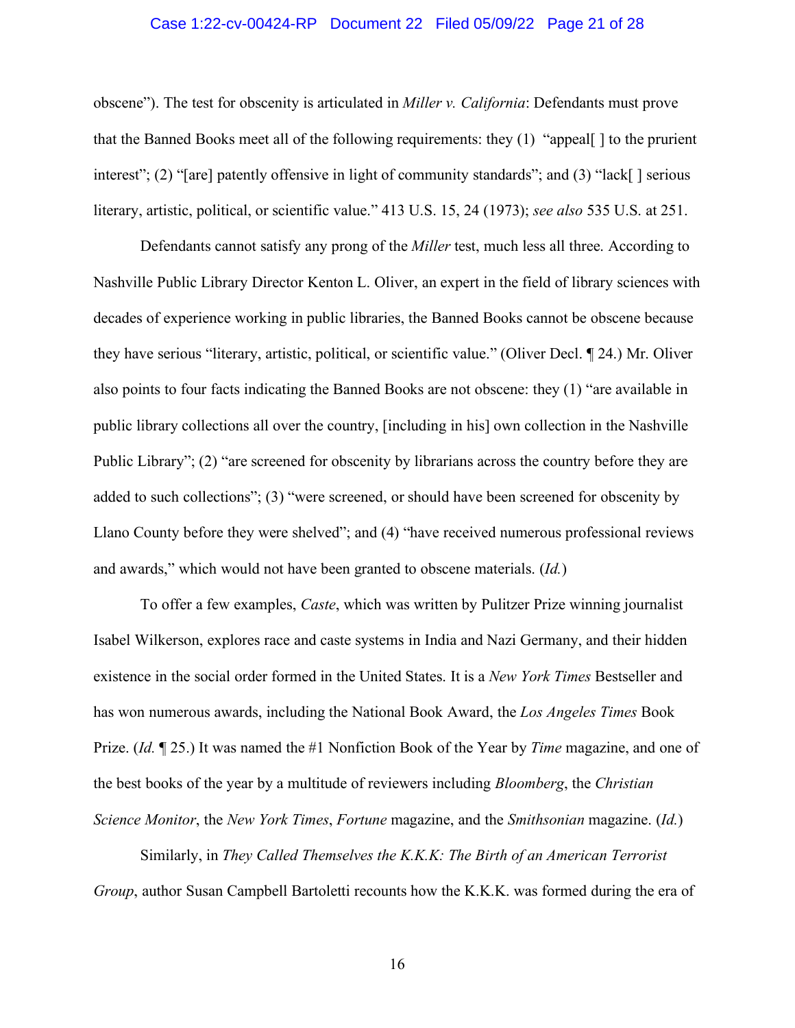obscene"). The test for obscenity is articulated in *Miller v. California*: Defendants must prove that the Banned Books meet all of the following requirements: they (1) "appeal[ ] to the prurient interest"; (2) "[are] patently offensive in light of community standards"; and (3) "lack[ ] serious literary, artistic, political, or scientific value." 413 U.S. 15, 24 (1973); *see also* 535 U.S. at 251.

Defendants cannot satisfy any prong of the *Miller* test, much less all three. According to Nashville Public Library Director Kenton L. Oliver, an expert in the field of library sciences with decades of experience working in public libraries, the Banned Books cannot be obscene because they have serious "literary, artistic, political, or scientific value." (Oliver Decl. ¶ 24.) Mr. Oliver also points to four facts indicating the Banned Books are not obscene: they (1) "are available in public library collections all over the country, [including in his] own collection in the Nashville Public Library"; (2) "are screened for obscenity by librarians across the country before they are added to such collections"; (3) "were screened, or should have been screened for obscenity by Llano County before they were shelved"; and (4) "have received numerous professional reviews and awards," which would not have been granted to obscene materials. (*Id.*)

To offer a few examples, *Caste*, which was written by Pulitzer Prize winning journalist Isabel Wilkerson, explores race and caste systems in India and Nazi Germany, and their hidden existence in the social order formed in the United States. It is a *New York Times* Bestseller and has won numerous awards, including the National Book Award, the *Los Angeles Times* Book Prize. (*Id.* ¶ 25.) It was named the #1 Nonfiction Book of the Year by *Time* magazine, and one of the best books of the year by a multitude of reviewers including *Bloomberg*, the *Christian Science Monitor*, the *New York Times*, *Fortune* magazine, and the *Smithsonian* magazine. (*Id.*)

Similarly, in *They Called Themselves the K.K.K: The Birth of an American Terrorist Group*, author Susan Campbell Bartoletti recounts how the K.K.K. was formed during the era of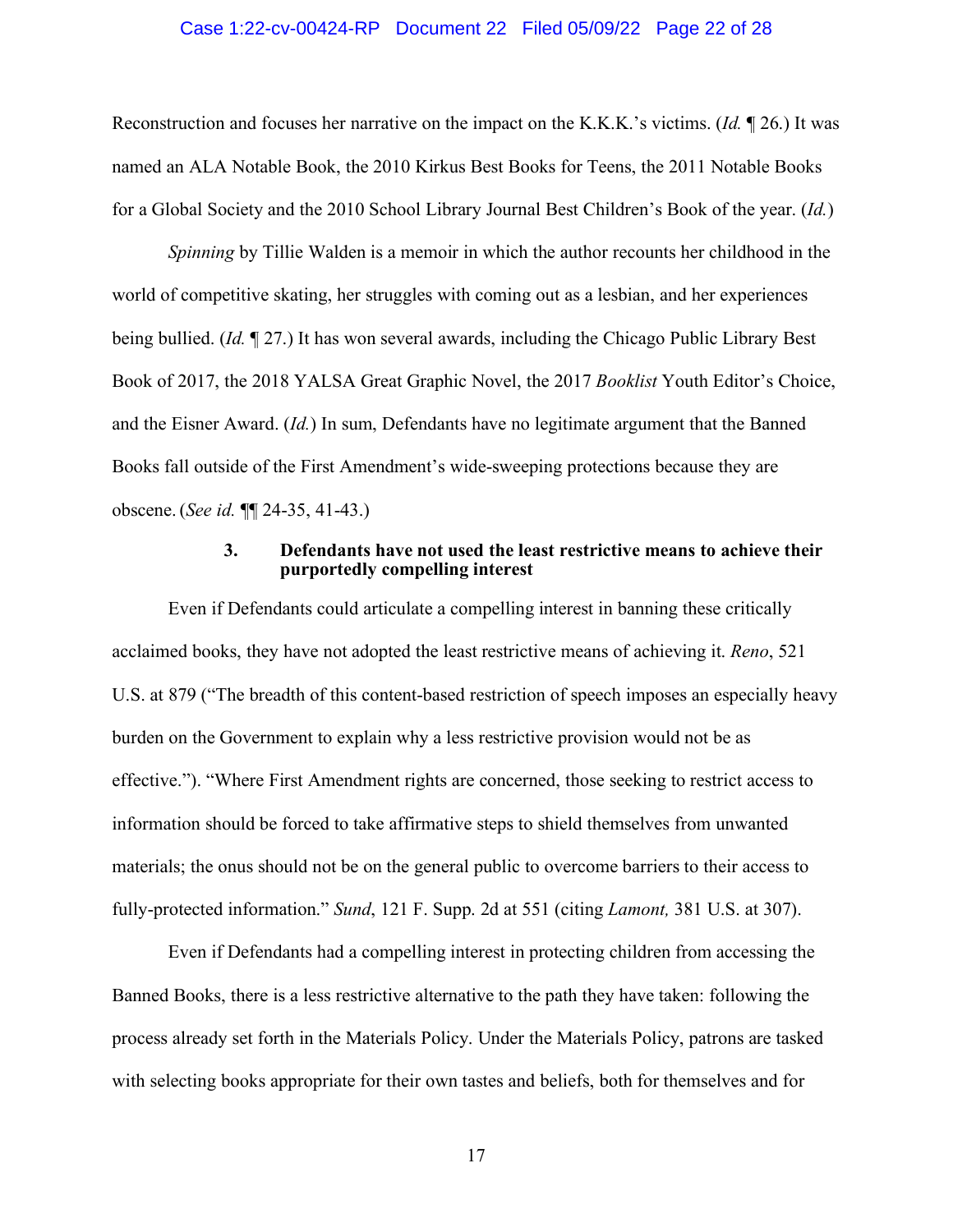Reconstruction and focuses her narrative on the impact on the K.K.K.'s victims. (*Id.* ¶ 26.) It was named an ALA Notable Book, the 2010 Kirkus Best Books for Teens, the 2011 Notable Books for a Global Society and the 2010 School Library Journal Best Children's Book of the year. (*Id.*)

*Spinning* by Tillie Walden is a memoir in which the author recounts her childhood in the world of competitive skating, her struggles with coming out as a lesbian, and her experiences being bullied. (*Id.* ¶ 27.) It has won several awards, including the Chicago Public Library Best Book of 2017, the 2018 YALSA Great Graphic Novel, the 2017 *Booklist* Youth Editor's Choice, and the Eisner Award. (*Id.*) In sum, Defendants have no legitimate argument that the Banned Books fall outside of the First Amendment's wide-sweeping protections because they are obscene. (*See id.* ¶¶ 24-35, 41-43.)

### 3. Defendants have not used the least restrictive means to achieve their purportedly compelling interest

Even if Defendants could articulate a compelling interest in banning these critically acclaimed books, they have not adopted the least restrictive means of achieving it. *Reno*, 521 U.S. at 879 ("The breadth of this content-based restriction of speech imposes an especially heavy burden on the Government to explain why a less restrictive provision would not be as effective."). "Where First Amendment rights are concerned, those seeking to restrict access to information should be forced to take affirmative steps to shield themselves from unwanted materials; the onus should not be on the general public to overcome barriers to their access to fully-protected information." *Sund*, 121 F. Supp. 2d at 551 (citing *Lamont,* 381 U.S. at 307).

Even if Defendants had a compelling interest in protecting children from accessing the Banned Books, there is a less restrictive alternative to the path they have taken: following the process already set forth in the Materials Policy. Under the Materials Policy, patrons are tasked with selecting books appropriate for their own tastes and beliefs, both for themselves and for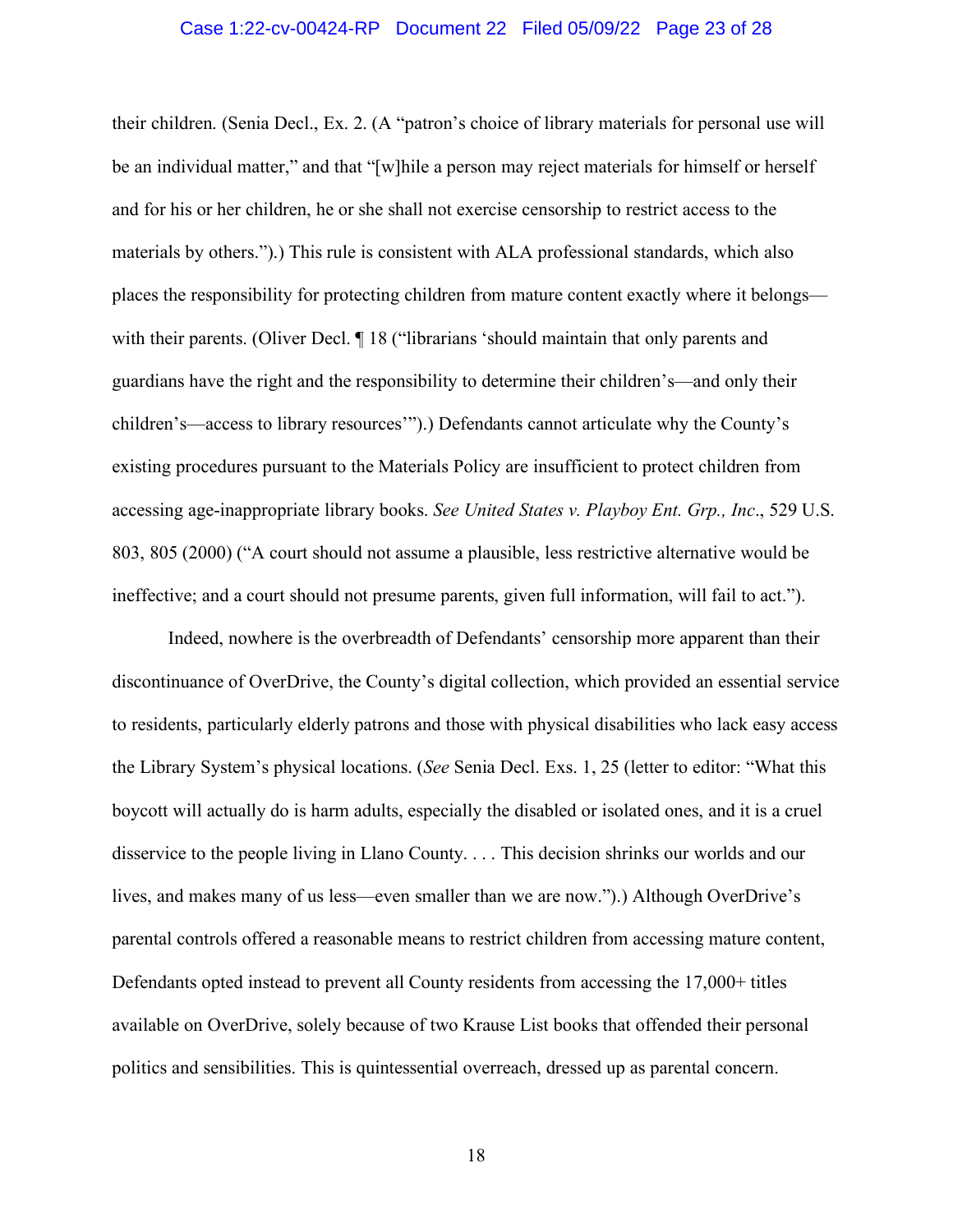their children. (Senia Decl., Ex. 2. (A "patron's choice of library materials for personal use will be an individual matter," and that "[w]hile a person may reject materials for himself or herself and for his or her children, he or she shall not exercise censorship to restrict access to the materials by others.").) This rule is consistent with ALA professional standards, which also places the responsibility for protecting children from mature content exactly where it belongs—with their parents. (Oliver Decl. ¶ 18 ("librarians 'should maintain that only parents and guardians have the right and the responsibility to determine their children's—and only their children's—access to library resources'").) Defendants cannot articulate why the County's existing procedures pursuant to the Materials Policy are insufficient to protect children from accessing age-inappropriate library books. *See United States v. Playboy Ent. Grp., Inc*., 529 U.S. 803, 805 (2000) ("A court should not assume a plausible, less restrictive alternative would be ineffective; and a court should not presume parents, given full information, will fail to act.").

Indeed, nowhere is the overbreadth of Defendants' censorship more apparent than their discontinuance of OverDrive, the County's digital collection, which provided an essential service to residents, particularly elderly patrons and those with physical disabilities who lack easy access the Library System's physical locations. (*See* Senia Decl. Exs. 1, 25 (letter to editor: "What this boycott will actually do is harm adults, especially the disabled or isolated ones, and it is a cruel disservice to the people living in Llano County. . . . This decision shrinks our worlds and our lives, and makes many of us less—even smaller than we are now.").) Although OverDrive's parental controls offered a reasonable means to restrict children from accessing mature content, Defendants opted instead to prevent all County residents from accessing the 17,000+ titles available on OverDrive, solely because of two Krause List books that offended their personal politics and sensibilities. This is quintessential overreach, dressed up as parental concern.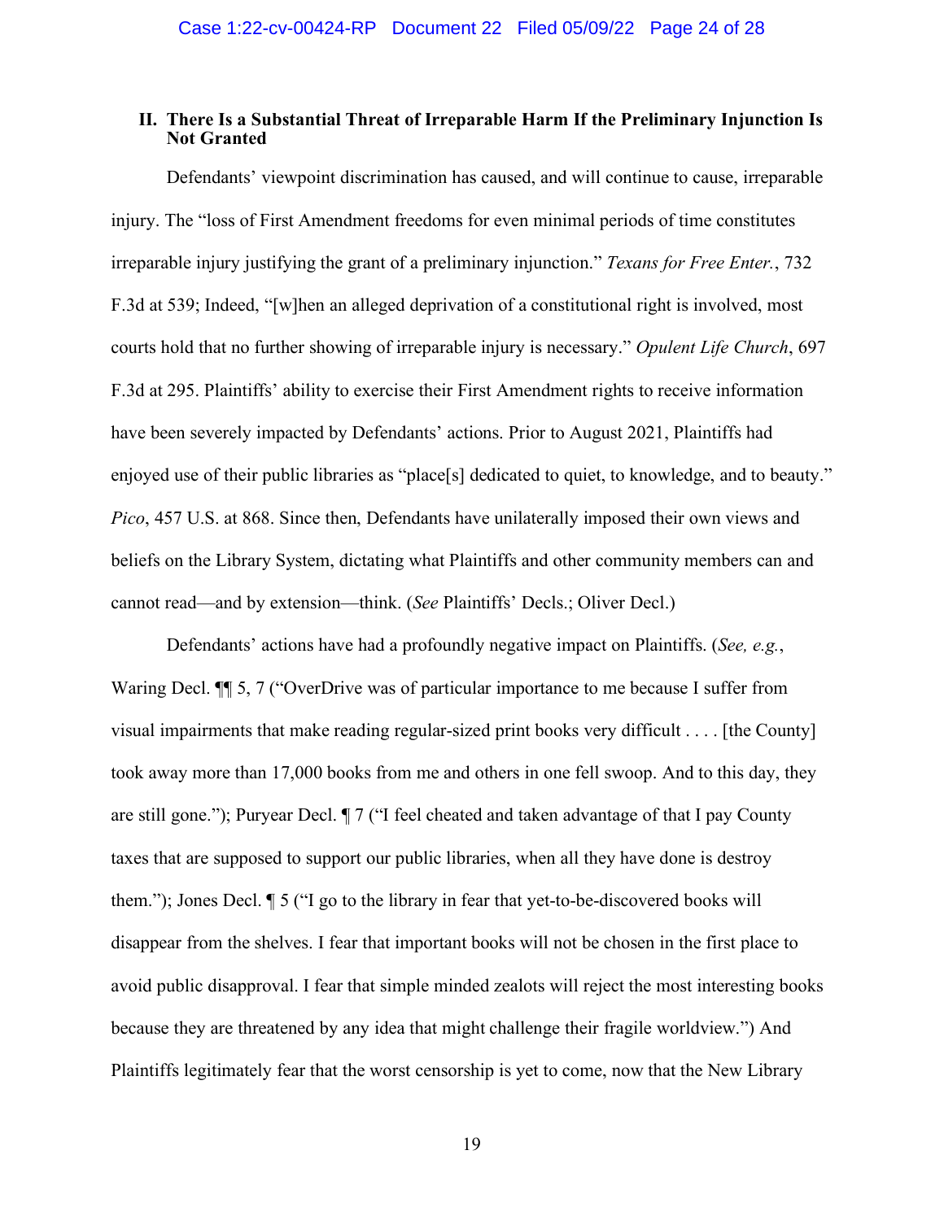## II. There Is a Substantial Threat of Irreparable Harm If the Preliminary Injunction Is Not Granted

Defendants' viewpoint discrimination has caused, and will continue to cause, irreparable injury. The "loss of First Amendment freedoms for even minimal periods of time constitutes irreparable injury justifying the grant of a preliminary injunction." *Texans for Free Enter.*, 732 F.3d at 539; Indeed, "[w]hen an alleged deprivation of a constitutional right is involved, most courts hold that no further showing of irreparable injury is necessary." *Opulent Life Church*, 697 F.3d at 295. Plaintiffs' ability to exercise their First Amendment rights to receive information have been severely impacted by Defendants' actions. Prior to August 2021, Plaintiffs had enjoyed use of their public libraries as "place[s] dedicated to quiet, to knowledge, and to beauty." *Pico*, 457 U.S. at 868. Since then, Defendants have unilaterally imposed their own views and beliefs on the Library System, dictating what Plaintiffs and other community members can and cannot read—and by extension—think. (*See* Plaintiffs' Decls.; Oliver Decl.)

Defendants' actions have had a profoundly negative impact on Plaintiffs. (*See, e.g.*, Waring Decl. ¶¶ 5, 7 ("OverDrive was of particular importance to me because I suffer from visual impairments that make reading regular-sized print books very difficult . . . . [the County] took away more than 17,000 books from me and others in one fell swoop. And to this day, they are still gone."); Puryear Decl. ¶ 7 ("I feel cheated and taken advantage of that I pay County taxes that are supposed to support our public libraries, when all they have done is destroy them."); Jones Decl. ¶ 5 ("I go to the library in fear that yet-to-be-discovered books will disappear from the shelves. I fear that important books will not be chosen in the first place to avoid public disapproval. I fear that simple minded zealots will reject the most interesting books because they are threatened by any idea that might challenge their fragile worldview.") And Plaintiffs legitimately fear that the worst censorship is yet to come, now that the New Library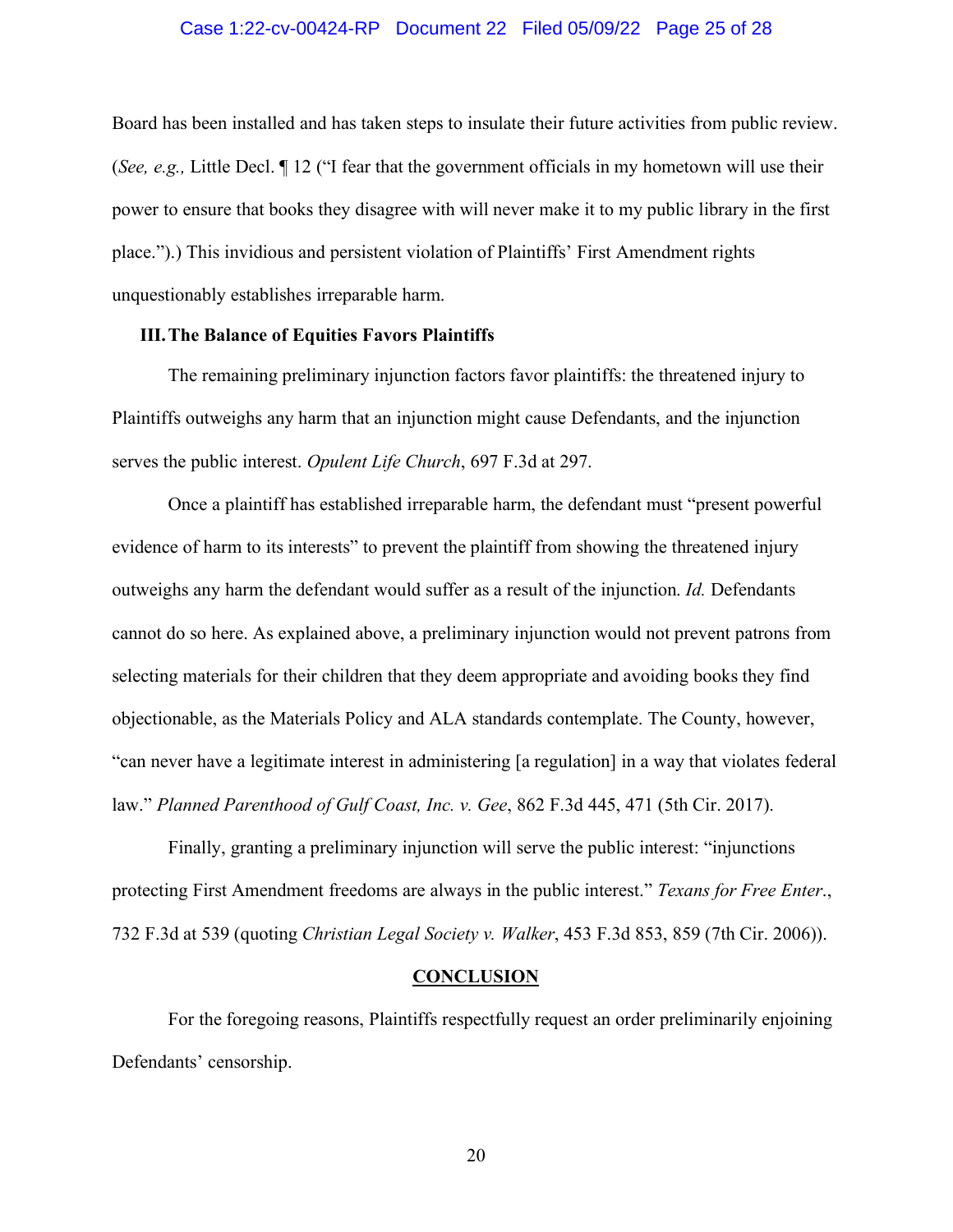Board has been installed and has taken steps to insulate their future activities from public review. (*See, e.g.,* Little Decl. ¶ 12 ("I fear that the government officials in my hometown will use their power to ensure that books they disagree with will never make it to my public library in the first place.").) This invidious and persistent violation of Plaintiffs' First Amendment rights unquestionably establishes irreparable harm.

### III. The Balance of Equities Favors Plaintiffs

The remaining preliminary injunction factors favor plaintiffs: the threatened injury to Plaintiffs outweighs any harm that an injunction might cause Defendants, and the injunction serves the public interest. *Opulent Life Church*, 697 F.3d at 297.

Once a plaintiff has established irreparable harm, the defendant must "present powerful evidence of harm to its interests" to prevent the plaintiff from showing the threatened injury outweighs any harm the defendant would suffer as a result of the injunction. *Id.* Defendants cannot do so here. As explained above, a preliminary injunction would not prevent patrons from selecting materials for their children that they deem appropriate and avoiding books they find objectionable, as the Materials Policy and ALA standards contemplate. The County, however, "can never have a legitimate interest in administering [a regulation] in a way that violates federal law." *Planned Parenthood of Gulf Coast, Inc. v. Gee*, 862 F.3d 445, 471 (5th Cir. 2017).

Finally, granting a preliminary injunction will serve the public interest: "injunctions protecting First Amendment freedoms are always in the public interest." *Texans for Free Enter*., 732 F.3d at 539 (quoting *Christian Legal Society v. Walker*, 453 F.3d 853, 859 (7th Cir. 2006)).

## CONCLUSION

For the foregoing reasons, Plaintiffs respectfully request an order preliminarily enjoining Defendants' censorship.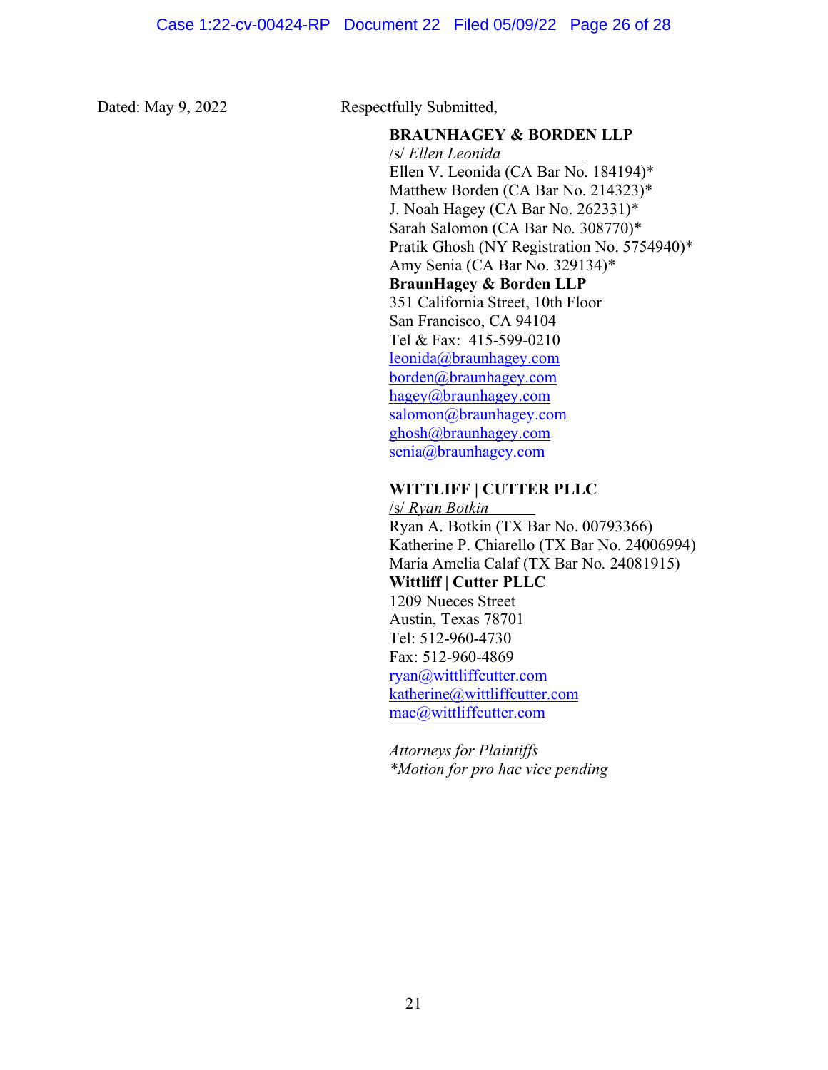Dated: May 9, 2022

Respectfully Submitted,

**BRAUNHAGEY & BORDEN LLP**

/s/ *Ellen Leonida*

Ellen V. Leonida (CA Bar No. 184194)*
Matthew Borden (CA Bar No. 214323)*
J. Noah Hagey (CA Bar No. 262331)*
Sarah Salomon (CA Bar No. 308770)*
Pratik Ghosh (NY Registration No. 5754940)*
Amy Senia (CA Bar No. 329134)*
**BraunHagey & Borden LLP**
351 California Street, 10th Floor
San Francisco, CA 94104
Tel & Fax: 415-599-0210
leonida@braunhagey.com
borden@braunhagey.com
hagey@braunhagey.com
salomon@braunhagey.com
ghosh@braunhagey.com
senia@braunhagey.com

**WITTLIFF | CUTTER PLLC**

/s/ *Ryan Botkin*

Ryan A. Botkin (TX Bar No. 00793366)
Katherine P. Chiarello (TX Bar No. 24006994)
María Amelia Calaf (TX Bar No. 24081915)
**Wittliff | Cutter PLLC**
1209 Nueces Street
Austin, Texas 78701
Tel: 512-960-4730
Fax: 512-960-4869
ryan@wittliffcutter.com
katherine@wittliffcutter.com
mac@wittliffcutter.com

*Attorneys for Plaintiffs*
**Motion for pro hac vice pending*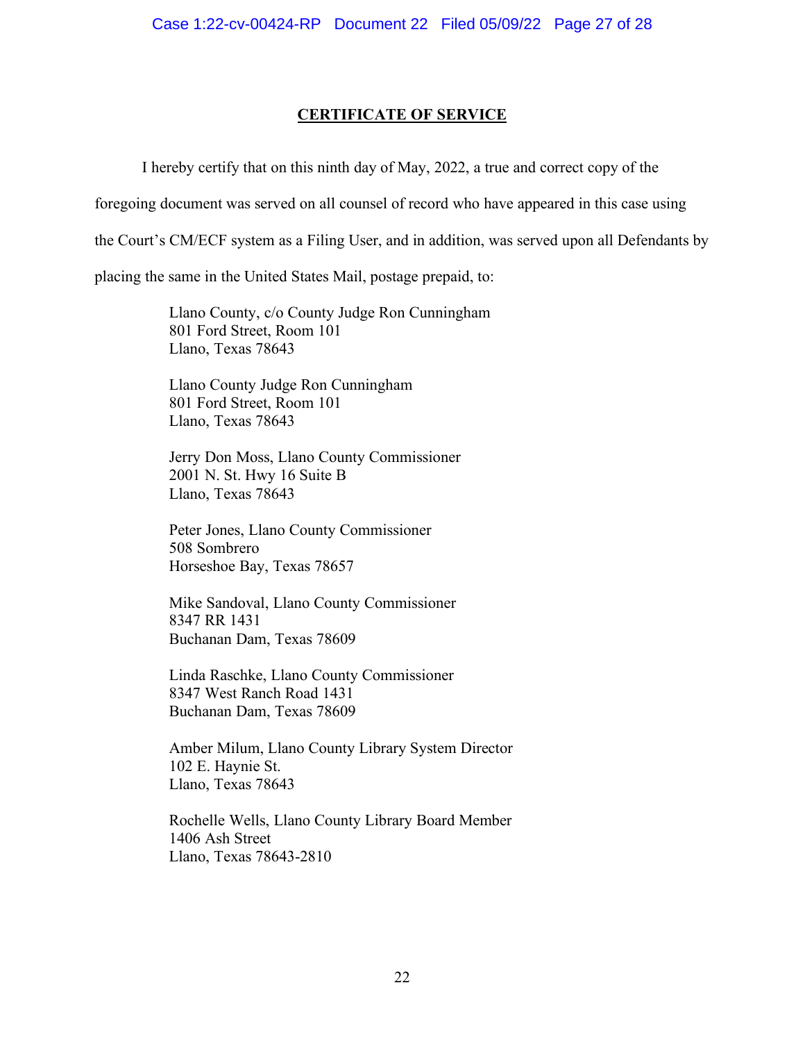## CERTIFICATE OF SERVICE

I hereby certify that on this ninth day of May, 2022, a true and correct copy of the foregoing document was served on all counsel of record who have appeared in this case using the Court's CM/ECF system as a Filing User, and in addition, was served upon all Defendants by placing the same in the United States Mail, postage prepaid, to:

Llano County, c/o County Judge Ron Cunningham
801 Ford Street, Room 101
Llano, Texas 78643

Llano County Judge Ron Cunningham
801 Ford Street, Room 101
Llano, Texas 78643

Jerry Don Moss, Llano County Commissioner
2001 N. St. Hwy 16 Suite B
Llano, Texas 78643

Peter Jones, Llano County Commissioner
508 Sombrero
Horseshoe Bay, Texas 78657

Mike Sandoval, Llano County Commissioner
8347 RR 1431
Buchanan Dam, Texas 78609

Linda Raschke, Llano County Commissioner
8347 West Ranch Road 1431
Buchanan Dam, Texas 78609

Amber Milum, Llano County Library System Director
102 E. Haynie St.
Llano, Texas 78643

Rochelle Wells, Llano County Library Board Member
1406 Ash Street
Llano, Texas 78643-2810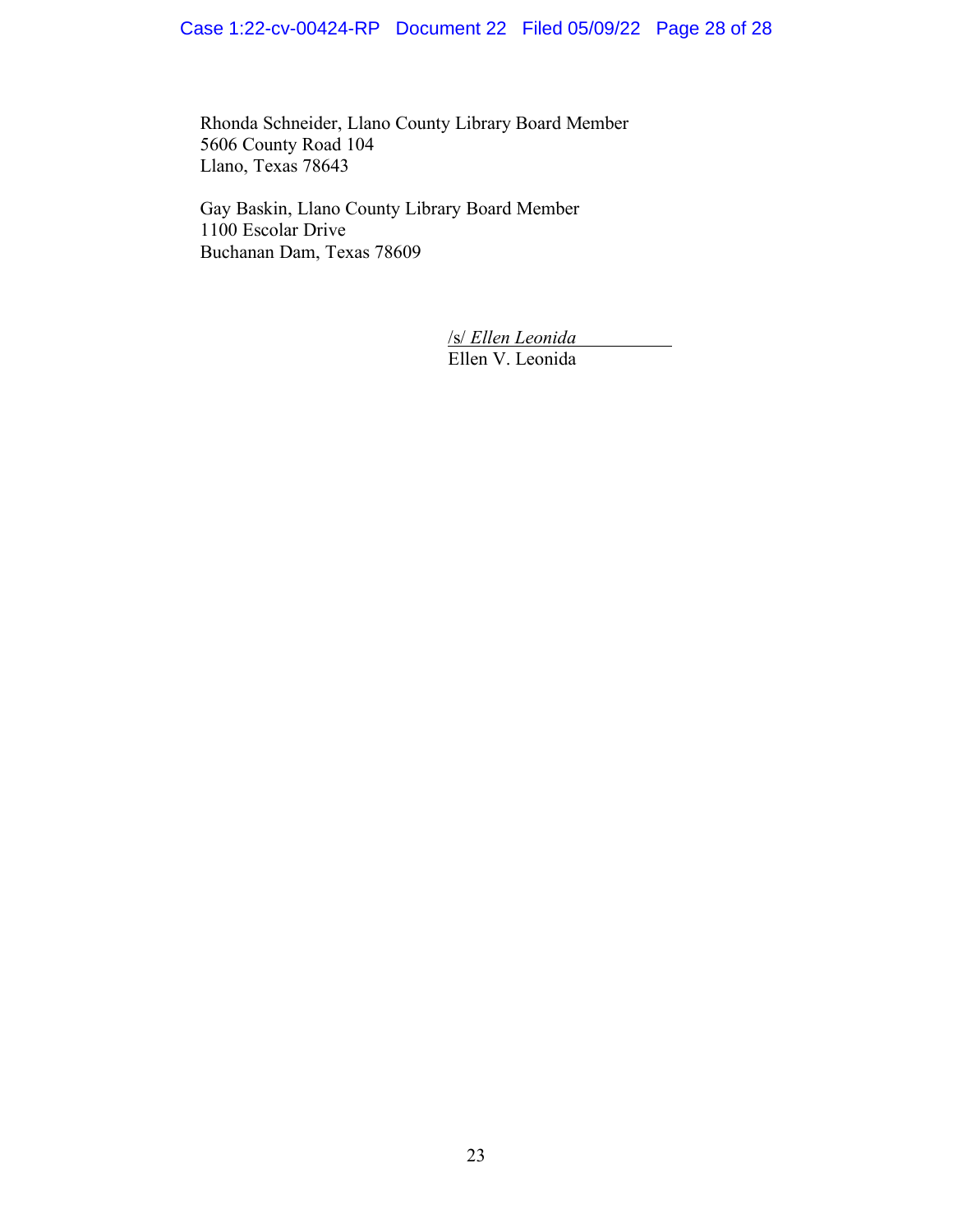Rhonda Schneider, Llano County Library Board Member
5606 County Road 104
Llano, Texas 78643

Gay Baskin, Llano County Library Board Member
1100 Escolar Drive
Buchanan Dam, Texas 78609

/s/ *Ellen Leonida*
Ellen V. Leonida